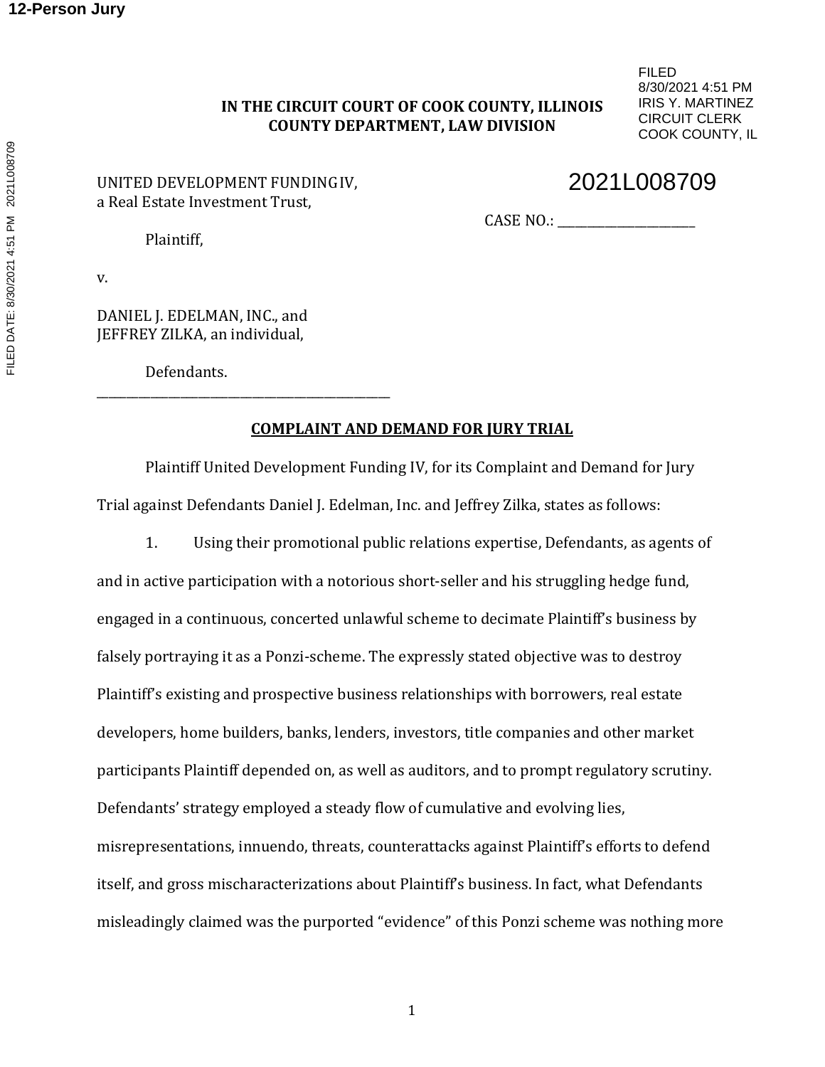12-Person Jury

FILED
8/30/2021 4:51 PM
IRIS Y. MARTINEZ
CIRCUIT CLERK
COOK COUNTY, IL

**IN THE CIRCUIT COURT OF COOK COUNTY, ILLINOIS**
**COUNTY DEPARTMENT, LAW DIVISION**

UNITED DEVELOPMENT FUNDING IV,
a Real Estate Investment Trust,

Plaintiff,

v.

DANIEL J. EDELMAN, INC., and
JEFFREY ZILKA, an individual,

Defendants.

CASE NO.: 2021L008709

## COMPLAINT AND DEMAND FOR JURY TRIAL

Plaintiff United Development Funding IV, for its Complaint and Demand for Jury Trial against Defendants Daniel J. Edelman, Inc. and Jeffrey Zilka, states as follows:

1. Using their promotional public relations expertise, Defendants, as agents of and in active participation with a notorious short-seller and his struggling hedge fund, engaged in a continuous, concerted unlawful scheme to decimate Plaintiff's business by falsely portraying it as a Ponzi-scheme. The expressly stated objective was to destroy Plaintiff's existing and prospective business relationships with borrowers, real estate developers, home builders, banks, lenders, investors, title companies and other market participants Plaintiff depended on, as well as auditors, and to prompt regulatory scrutiny. Defendants' strategy employed a steady flow of cumulative and evolving lies, misrepresentations, innuendo, threats, counterattacks against Plaintiff's efforts to defend itself, and gross mischaracterizations about Plaintiff's business. In fact, what Defendants misleadingly claimed was the purported "evidence" of this Ponzi scheme was nothing more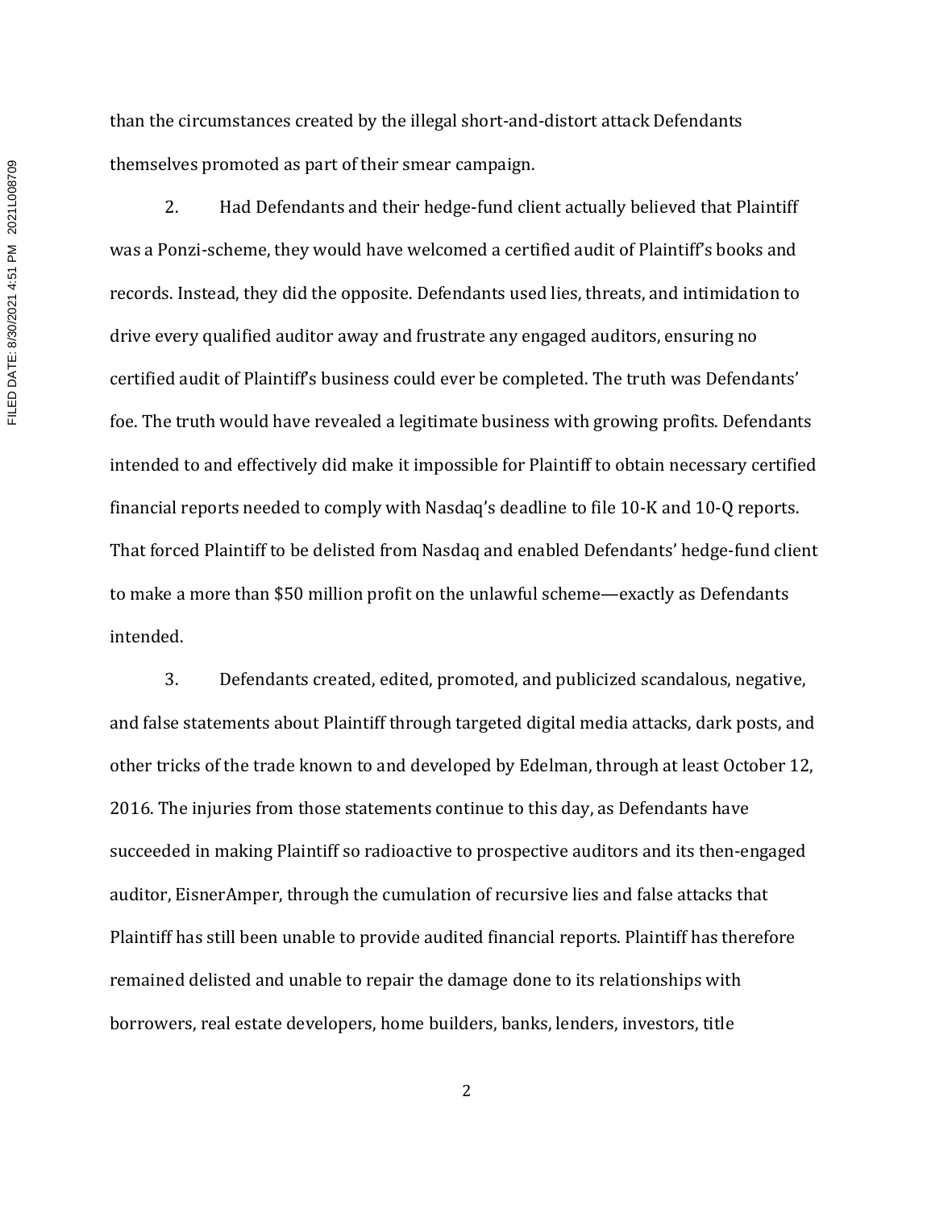than the circumstances created by the illegal short-and-distort attack Defendants themselves promoted as part of their smear campaign.

2. Had Defendants and their hedge-fund client actually believed that Plaintiff was a Ponzi-scheme, they would have welcomed a certified audit of Plaintiff's books and records. Instead, they did the opposite. Defendants used lies, threats, and intimidation to drive every qualified auditor away and frustrate any engaged auditors, ensuring no certified audit of Plaintiff's business could ever be completed. The truth was Defendants' foe. The truth would have revealed a legitimate business with growing profits. Defendants intended to and effectively did make it impossible for Plaintiff to obtain necessary certified financial reports needed to comply with Nasdaq's deadline to file 10-K and 10-Q reports. That forced Plaintiff to be delisted from Nasdaq and enabled Defendants' hedge-fund client to make a more than $50 million profit on the unlawful scheme—exactly as Defendants intended.

3. Defendants created, edited, promoted, and publicized scandalous, negative, and false statements about Plaintiff through targeted digital media attacks, dark posts, and other tricks of the trade known to and developed by Edelman, through at least October 12, 2016. The injuries from those statements continue to this day, as Defendants have succeeded in making Plaintiff so radioactive to prospective auditors and its then-engaged auditor, EisnerAmper, through the cumulation of recursive lies and false attacks that Plaintiff has still been unable to provide audited financial reports. Plaintiff has therefore remained delisted and unable to repair the damage done to its relationships with borrowers, real estate developers, home builders, banks, lenders, investors, title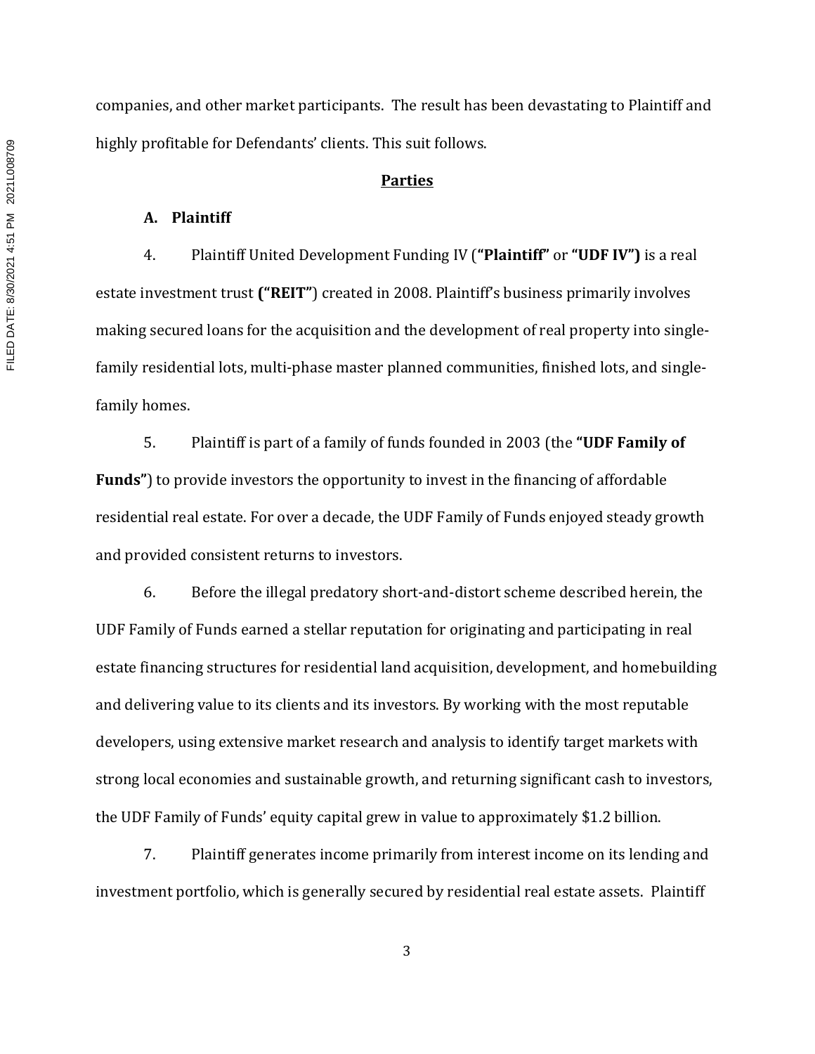companies, and other market participants. The result has been devastating to Plaintiff and highly profitable for Defendants' clients. This suit follows.

## Parties

### A. Plaintiff

4. Plaintiff United Development Funding IV (**"Plaintiff"** or **"UDF IV")** is a real estate investment trust **("REIT"**) created in 2008. Plaintiff's business primarily involves making secured loans for the acquisition and the development of real property into single-family residential lots, multi-phase master planned communities, finished lots, and single-family homes.

5. Plaintiff is part of a family of funds founded in 2003 (the **"UDF Family of Funds"**) to provide investors the opportunity to invest in the financing of affordable residential real estate. For over a decade, the UDF Family of Funds enjoyed steady growth and provided consistent returns to investors.

6. Before the illegal predatory short-and-distort scheme described herein, the UDF Family of Funds earned a stellar reputation for originating and participating in real estate financing structures for residential land acquisition, development, and homebuilding and delivering value to its clients and its investors. By working with the most reputable developers, using extensive market research and analysis to identify target markets with strong local economies and sustainable growth, and returning significant cash to investors, the UDF Family of Funds' equity capital grew in value to approximately $1.2 billion.

7. Plaintiff generates income primarily from interest income on its lending and investment portfolio, which is generally secured by residential real estate assets. Plaintiff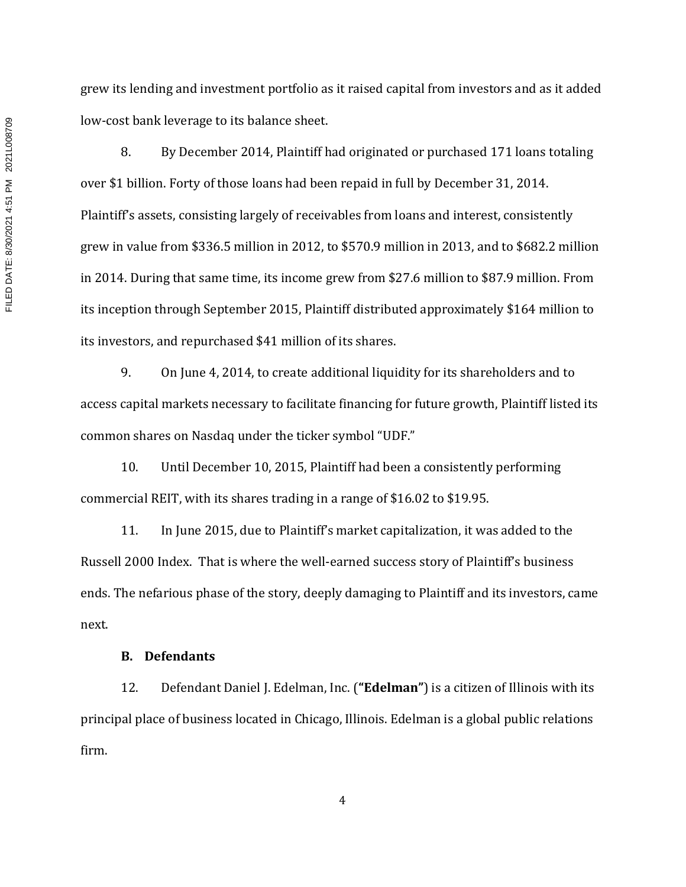grew its lending and investment portfolio as it raised capital from investors and as it added low-cost bank leverage to its balance sheet.

8. By December 2014, Plaintiff had originated or purchased 171 loans totaling over $1 billion. Forty of those loans had been repaid in full by December 31, 2014. Plaintiff's assets, consisting largely of receivables from loans and interest, consistently grew in value from $336.5 million in 2012, to $570.9 million in 2013, and to $682.2 million in 2014. During that same time, its income grew from $27.6 million to $87.9 million. From its inception through September 2015, Plaintiff distributed approximately $164 million to its investors, and repurchased $41 million of its shares.

9. On June 4, 2014, to create additional liquidity for its shareholders and to access capital markets necessary to facilitate financing for future growth, Plaintiff listed its common shares on Nasdaq under the ticker symbol "UDF."

10. Until December 10, 2015, Plaintiff had been a consistently performing commercial REIT, with its shares trading in a range of $16.02 to $19.95.

11. In June 2015, due to Plaintiff's market capitalization, it was added to the Russell 2000 Index. That is where the well-earned success story of Plaintiff's business ends. The nefarious phase of the story, deeply damaging to Plaintiff and its investors, came next.

### B. Defendants

12. Defendant Daniel J. Edelman, Inc. (**"Edelman"**) is a citizen of Illinois with its principal place of business located in Chicago, Illinois. Edelman is a global public relations firm.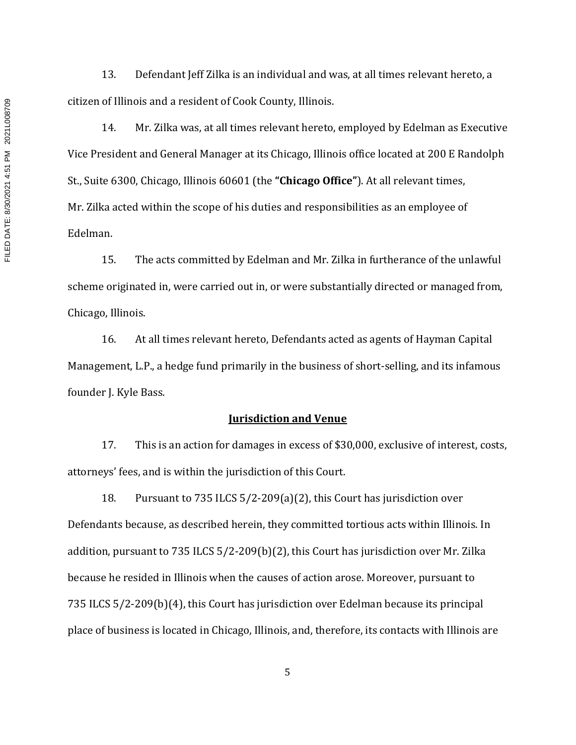13. Defendant Jeff Zilka is an individual and was, at all times relevant hereto, a citizen of Illinois and a resident of Cook County, Illinois.

14. Mr. Zilka was, at all times relevant hereto, employed by Edelman as Executive Vice President and General Manager at its Chicago, Illinois office located at 200 E Randolph St., Suite 6300, Chicago, Illinois 60601 (the **"Chicago Office"**). At all relevant times, Mr. Zilka acted within the scope of his duties and responsibilities as an employee of Edelman.

15. The acts committed by Edelman and Mr. Zilka in furtherance of the unlawful scheme originated in, were carried out in, or were substantially directed or managed from, Chicago, Illinois.

16. At all times relevant hereto, Defendants acted as agents of Hayman Capital Management, L.P., a hedge fund primarily in the business of short-selling, and its infamous founder J. Kyle Bass.

## Jurisdiction and Venue

17. This is an action for damages in excess of $30,000, exclusive of interest, costs, attorneys' fees, and is within the jurisdiction of this Court.

18. Pursuant to 735 ILCS 5/2-209(a)(2), this Court has jurisdiction over Defendants because, as described herein, they committed tortious acts within Illinois. In addition, pursuant to 735 ILCS 5/2-209(b)(2), this Court has jurisdiction over Mr. Zilka because he resided in Illinois when the causes of action arose. Moreover, pursuant to 735 ILCS 5/2-209(b)(4), this Court has jurisdiction over Edelman because its principal place of business is located in Chicago, Illinois, and, therefore, its contacts with Illinois are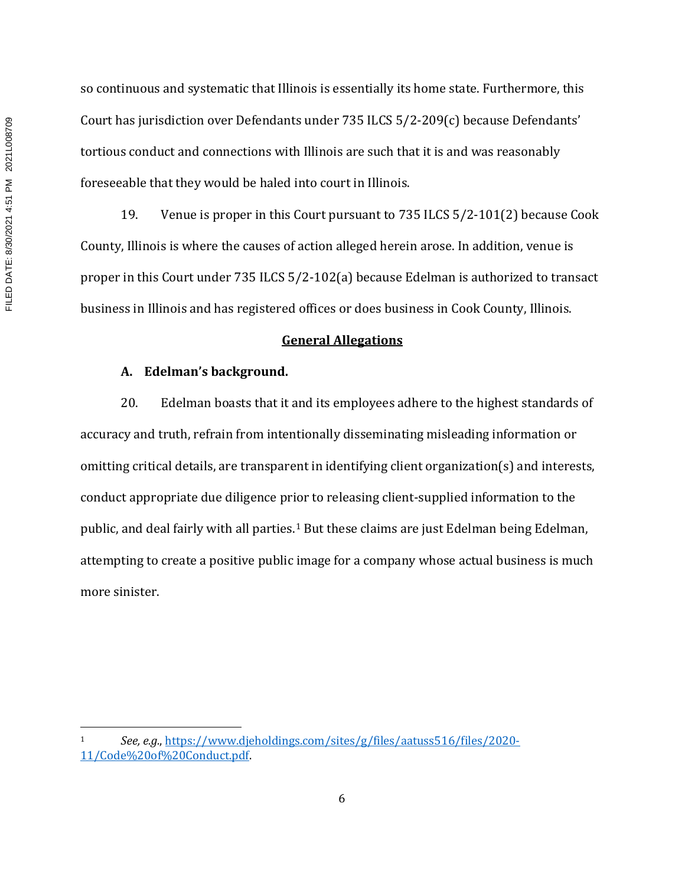so continuous and systematic that Illinois is essentially its home state. Furthermore, this Court has jurisdiction over Defendants under 735 ILCS 5/2-209(c) because Defendants' tortious conduct and connections with Illinois are such that it is and was reasonably foreseeable that they would be haled into court in Illinois.

19. Venue is proper in this Court pursuant to 735 ILCS 5/2-101(2) because Cook County, Illinois is where the causes of action alleged herein arose. In addition, venue is proper in this Court under 735 ILCS 5/2-102(a) because Edelman is authorized to transact business in Illinois and has registered offices or does business in Cook County, Illinois.

## General Allegations

### A. Edelman's background.

20. Edelman boasts that it and its employees adhere to the highest standards of accuracy and truth, refrain from intentionally disseminating misleading information or omitting critical details, are transparent in identifying client organization(s) and interests, conduct appropriate due diligence prior to releasing client-supplied information to the public, and deal fairly with all parties.[1] But these claims are just Edelman being Edelman, attempting to create a positive public image for a company whose actual business is much more sinister.

---

[1] *See, e.g.*, https://www.djeholdings.com/sites/g/files/aatuss516/files/2020-11/Code%20of%20Conduct.pdf.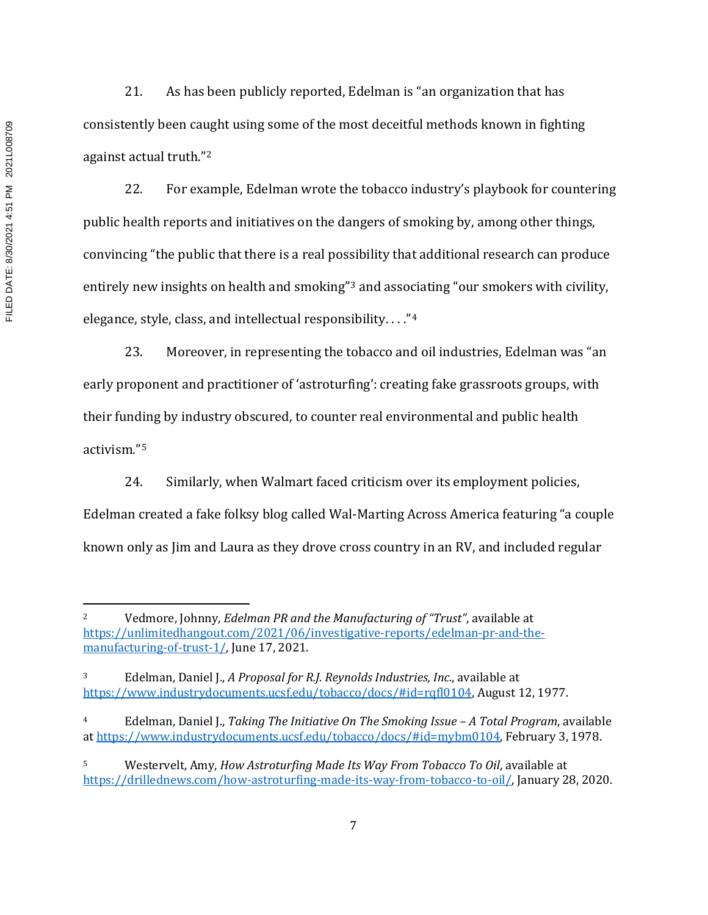21. As has been publicly reported, Edelman is "an organization that has consistently been caught using some of the most deceitful methods known in fighting against actual truth."[2]

22. For example, Edelman wrote the tobacco industry's playbook for countering public health reports and initiatives on the dangers of smoking by, among other things, convincing "the public that there is a real possibility that additional research can produce entirely new insights on health and smoking"[3] and associating "our smokers with civility, elegance, style, class, and intellectual responsibility. . . ."[4]

23. Moreover, in representing the tobacco and oil industries, Edelman was "an early proponent and practitioner of 'astroturfing': creating fake grassroots groups, with their funding by industry obscured, to counter real environmental and public health activism."[5]

24. Similarly, when Walmart faced criticism over its employment policies, Edelman created a fake folksy blog called Wal-Marting Across America featuring "a couple known only as Jim and Laura as they drove cross country in an RV, and included regular

---

[2] Vedmore, Johnny, *Edelman PR and the Manufacturing of "Trust"*, available at https://unlimitedhangout.com/2021/06/investigative-reports/edelman-pr-and-the-manufacturing-of-trust-1/, June 17, 2021.

[3] Edelman, Daniel J., *A Proposal for R.J. Reynolds Industries, Inc.*, available at https://www.industrydocuments.ucsf.edu/tobacco/docs/#id=rqfl0104, August 12, 1977.

[4] Edelman, Daniel J., *Taking The Initiative On The Smoking Issue – A Total Program*, available at https://www.industrydocuments.ucsf.edu/tobacco/docs/#id=mybm0104, February 3, 1978.

[5] Westervelt, Amy, *How Astroturfing Made Its Way From Tobacco To Oil*, available at https://drillednews.com/how-astroturfing-made-its-way-from-tobacco-to-oil/, January 28, 2020.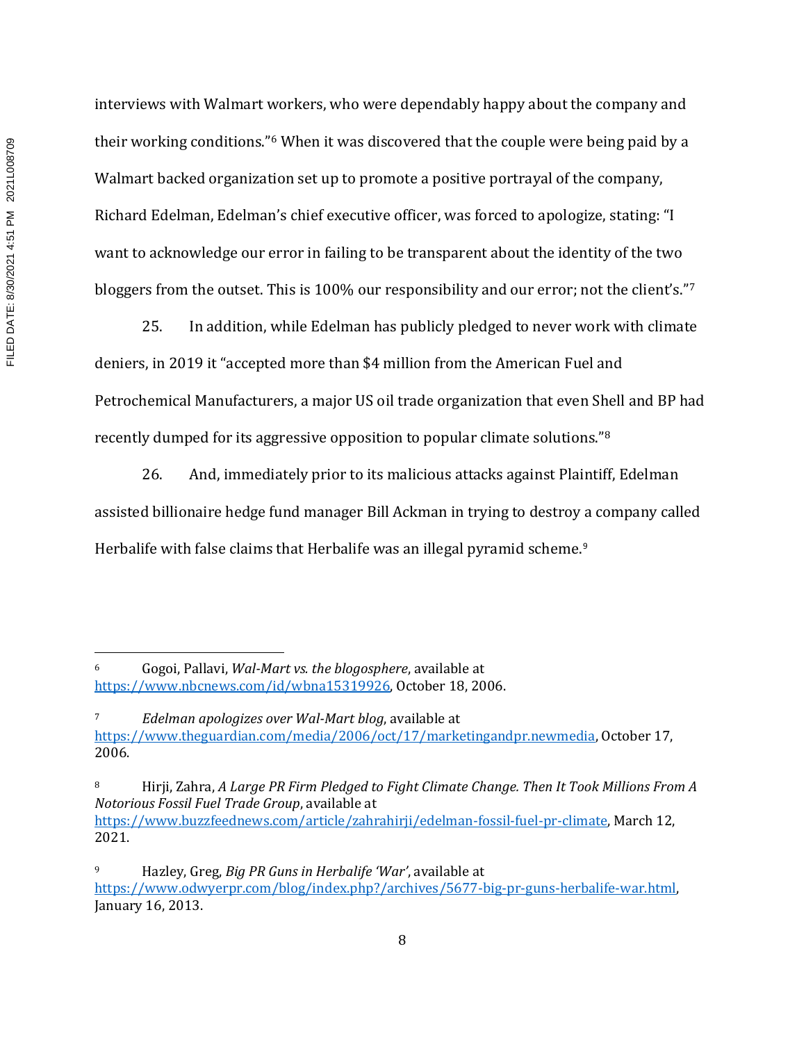interviews with Walmart workers, who were dependably happy about the company and their working conditions."[6] When it was discovered that the couple were being paid by a Walmart backed organization set up to promote a positive portrayal of the company, Richard Edelman, Edelman's chief executive officer, was forced to apologize, stating: "I want to acknowledge our error in failing to be transparent about the identity of the two bloggers from the outset. This is 100% our responsibility and our error; not the client's."[7]

25. In addition, while Edelman has publicly pledged to never work with climate deniers, in 2019 it "accepted more than $4 million from the American Fuel and Petrochemical Manufacturers, a major US oil trade organization that even Shell and BP had recently dumped for its aggressive opposition to popular climate solutions."[8]

26. And, immediately prior to its malicious attacks against Plaintiff, Edelman assisted billionaire hedge fund manager Bill Ackman in trying to destroy a company called Herbalife with false claims that Herbalife was an illegal pyramid scheme.[9]

---

[6] Gogoi, Pallavi, *Wal-Mart vs. the blogosphere*, available at https://www.nbcnews.com/id/wbna15319926, October 18, 2006.

[7] *Edelman apologizes over Wal-Mart blog*, available at https://www.theguardian.com/media/2006/oct/17/marketingandpr.newmedia, October 17, 2006.

[8] Hirji, Zahra, *A Large PR Firm Pledged to Fight Climate Change. Then It Took Millions From A Notorious Fossil Fuel Trade Group*, available at https://www.buzzfeednews.com/article/zahrahirji/edelman-fossil-fuel-pr-climate, March 12, 2021.

[9] Hazley, Greg, *Big PR Guns in Herbalife 'War'*, available at https://www.odwyerpr.com/blog/index.php?/archives/5677-big-pr-guns-herbalife-war.html, January 16, 2013.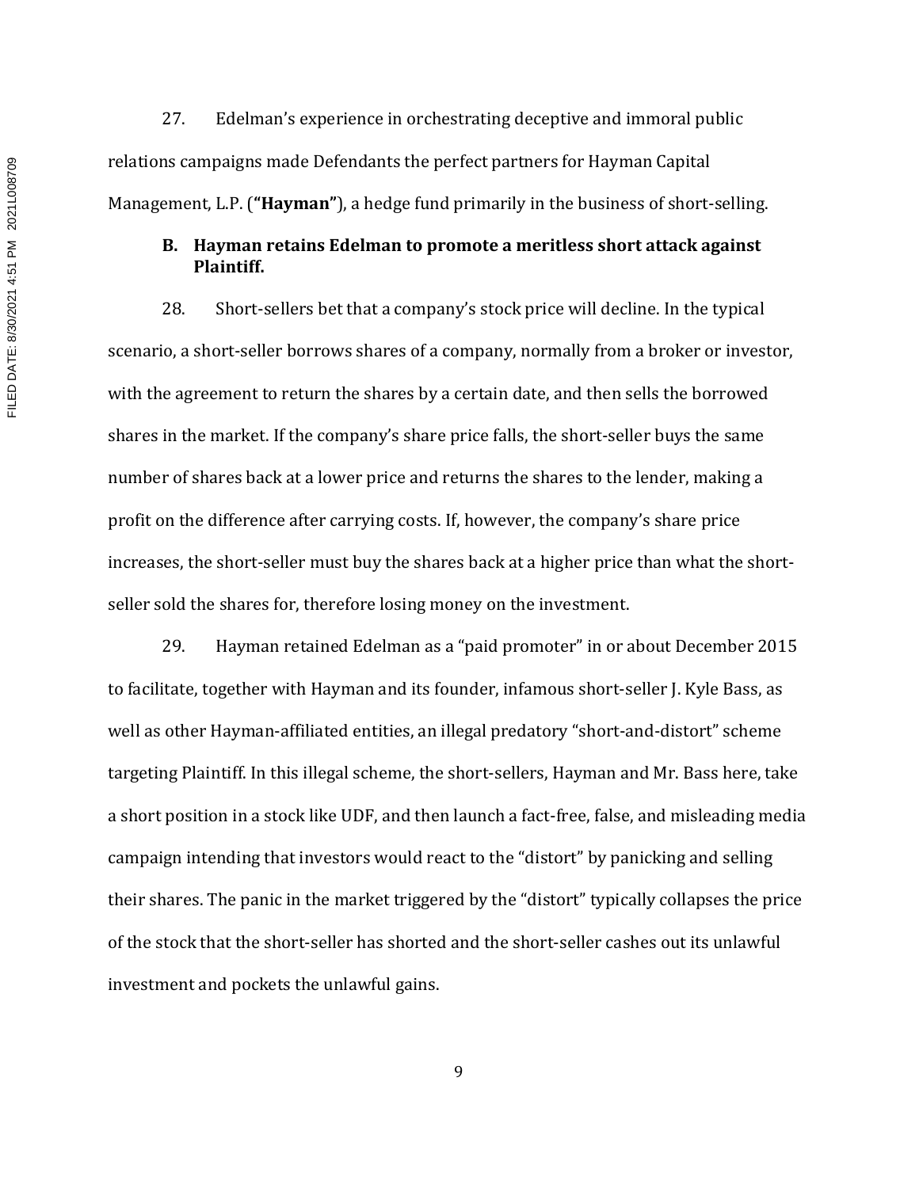27. Edelman's experience in orchestrating deceptive and immoral public relations campaigns made Defendants the perfect partners for Hayman Capital Management, L.P. (**"Hayman"**), a hedge fund primarily in the business of short-selling.

### B. Hayman retains Edelman to promote a meritless short attack against Plaintiff.

28. Short-sellers bet that a company's stock price will decline. In the typical scenario, a short-seller borrows shares of a company, normally from a broker or investor, with the agreement to return the shares by a certain date, and then sells the borrowed shares in the market. If the company's share price falls, the short-seller buys the same number of shares back at a lower price and returns the shares to the lender, making a profit on the difference after carrying costs. If, however, the company's share price increases, the short-seller must buy the shares back at a higher price than what the short-seller sold the shares for, therefore losing money on the investment.

29. Hayman retained Edelman as a "paid promoter" in or about December 2015 to facilitate, together with Hayman and its founder, infamous short-seller J. Kyle Bass, as well as other Hayman-affiliated entities, an illegal predatory "short-and-distort" scheme targeting Plaintiff. In this illegal scheme, the short-sellers, Hayman and Mr. Bass here, take a short position in a stock like UDF, and then launch a fact-free, false, and misleading media campaign intending that investors would react to the "distort" by panicking and selling their shares. The panic in the market triggered by the "distort" typically collapses the price of the stock that the short-seller has shorted and the short-seller cashes out its unlawful investment and pockets the unlawful gains.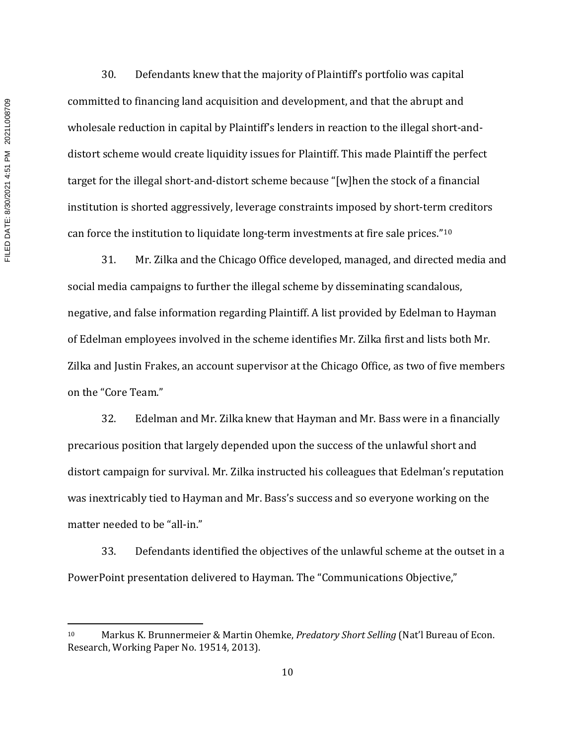30. Defendants knew that the majority of Plaintiff's portfolio was capital committed to financing land acquisition and development, and that the abrupt and wholesale reduction in capital by Plaintiff's lenders in reaction to the illegal short-and-distort scheme would create liquidity issues for Plaintiff. This made Plaintiff the perfect target for the illegal short-and-distort scheme because "[w]hen the stock of a financial institution is shorted aggressively, leverage constraints imposed by short-term creditors can force the institution to liquidate long-term investments at fire sale prices."[10]

31. Mr. Zilka and the Chicago Office developed, managed, and directed media and social media campaigns to further the illegal scheme by disseminating scandalous, negative, and false information regarding Plaintiff. A list provided by Edelman to Hayman of Edelman employees involved in the scheme identifies Mr. Zilka first and lists both Mr. Zilka and Justin Frakes, an account supervisor at the Chicago Office, as two of five members on the "Core Team."

32. Edelman and Mr. Zilka knew that Hayman and Mr. Bass were in a financially precarious position that largely depended upon the success of the unlawful short and distort campaign for survival. Mr. Zilka instructed his colleagues that Edelman's reputation was inextricably tied to Hayman and Mr. Bass's success and so everyone working on the matter needed to be "all-in."

33. Defendants identified the objectives of the unlawful scheme at the outset in a PowerPoint presentation delivered to Hayman. The "Communications Objective,"

---

[10] Markus K. Brunnermeier & Martin Ohemke, *Predatory Short Selling* (Nat'l Bureau of Econ. Research, Working Paper No. 19514, 2013).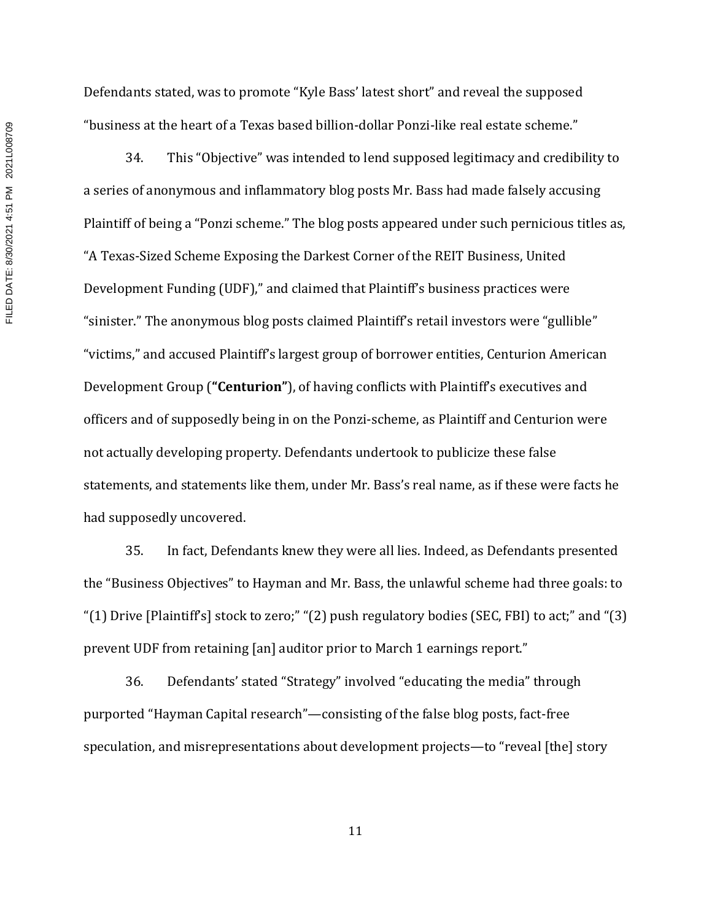Defendants stated, was to promote "Kyle Bass' latest short" and reveal the supposed "business at the heart of a Texas based billion-dollar Ponzi-like real estate scheme."

34. This "Objective" was intended to lend supposed legitimacy and credibility to a series of anonymous and inflammatory blog posts Mr. Bass had made falsely accusing Plaintiff of being a "Ponzi scheme." The blog posts appeared under such pernicious titles as, "A Texas-Sized Scheme Exposing the Darkest Corner of the REIT Business, United Development Funding (UDF)," and claimed that Plaintiff's business practices were "sinister." The anonymous blog posts claimed Plaintiff's retail investors were "gullible" "victims," and accused Plaintiff's largest group of borrower entities, Centurion American Development Group (**"Centurion"**), of having conflicts with Plaintiff's executives and officers and of supposedly being in on the Ponzi-scheme, as Plaintiff and Centurion were not actually developing property. Defendants undertook to publicize these false statements, and statements like them, under Mr. Bass's real name, as if these were facts he had supposedly uncovered.

35. In fact, Defendants knew they were all lies. Indeed, as Defendants presented the "Business Objectives" to Hayman and Mr. Bass, the unlawful scheme had three goals: to "(1) Drive [Plaintiff's] stock to zero;" "(2) push regulatory bodies (SEC, FBI) to act;" and "(3) prevent UDF from retaining [an] auditor prior to March 1 earnings report."

36. Defendants' stated "Strategy" involved "educating the media" through purported "Hayman Capital research"—consisting of the false blog posts, fact-free speculation, and misrepresentations about development projects—to "reveal [the] story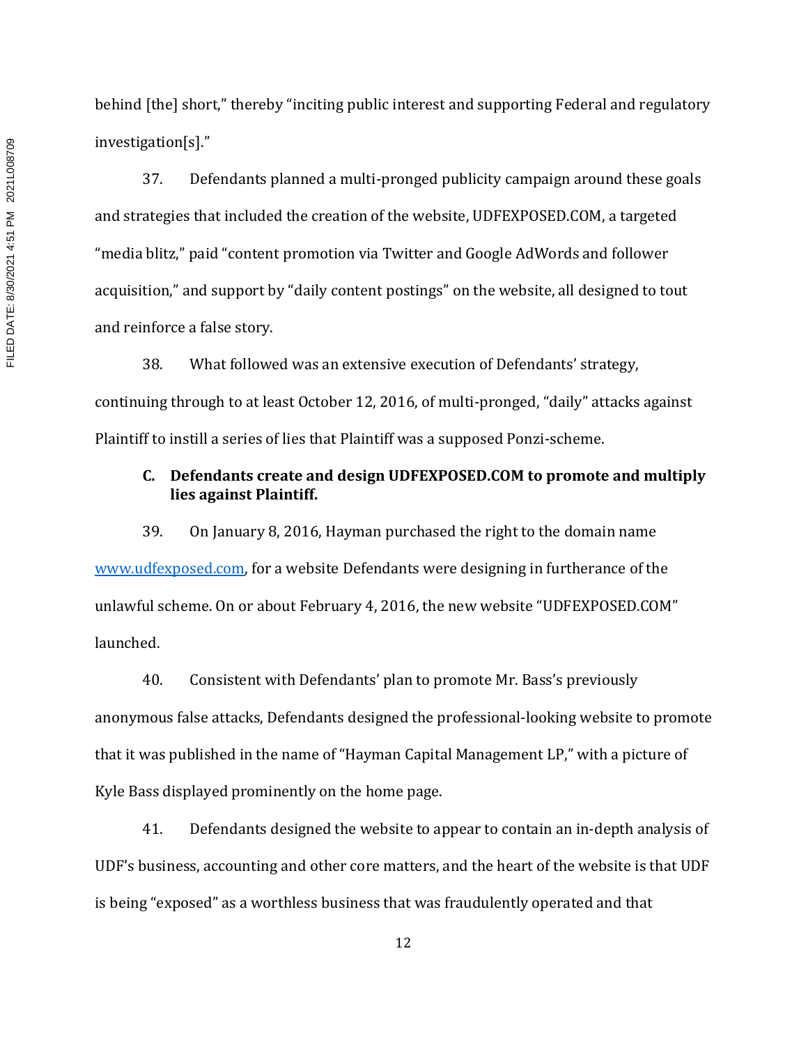behind [the] short," thereby "inciting public interest and supporting Federal and regulatory investigation[s]."

37. Defendants planned a multi-pronged publicity campaign around these goals and strategies that included the creation of the website, UDFEXPOSED.COM, a targeted "media blitz," paid "content promotion via Twitter and Google AdWords and follower acquisition," and support by "daily content postings" on the website, all designed to tout and reinforce a false story.

38. What followed was an extensive execution of Defendants' strategy, continuing through to at least October 12, 2016, of multi-pronged, "daily" attacks against Plaintiff to instill a series of lies that Plaintiff was a supposed Ponzi-scheme.

### C. Defendants create and design UDFEXPOSED.COM to promote and multiply lies against Plaintiff.

39. On January 8, 2016, Hayman purchased the right to the domain name www.udfexposed.com, for a website Defendants were designing in furtherance of the unlawful scheme. On or about February 4, 2016, the new website "UDFEXPOSED.COM" launched.

40. Consistent with Defendants' plan to promote Mr. Bass's previously anonymous false attacks, Defendants designed the professional-looking website to promote that it was published in the name of "Hayman Capital Management LP," with a picture of Kyle Bass displayed prominently on the home page.

41. Defendants designed the website to appear to contain an in-depth analysis of UDF's business, accounting and other core matters, and the heart of the website is that UDF is being "exposed" as a worthless business that was fraudulently operated and that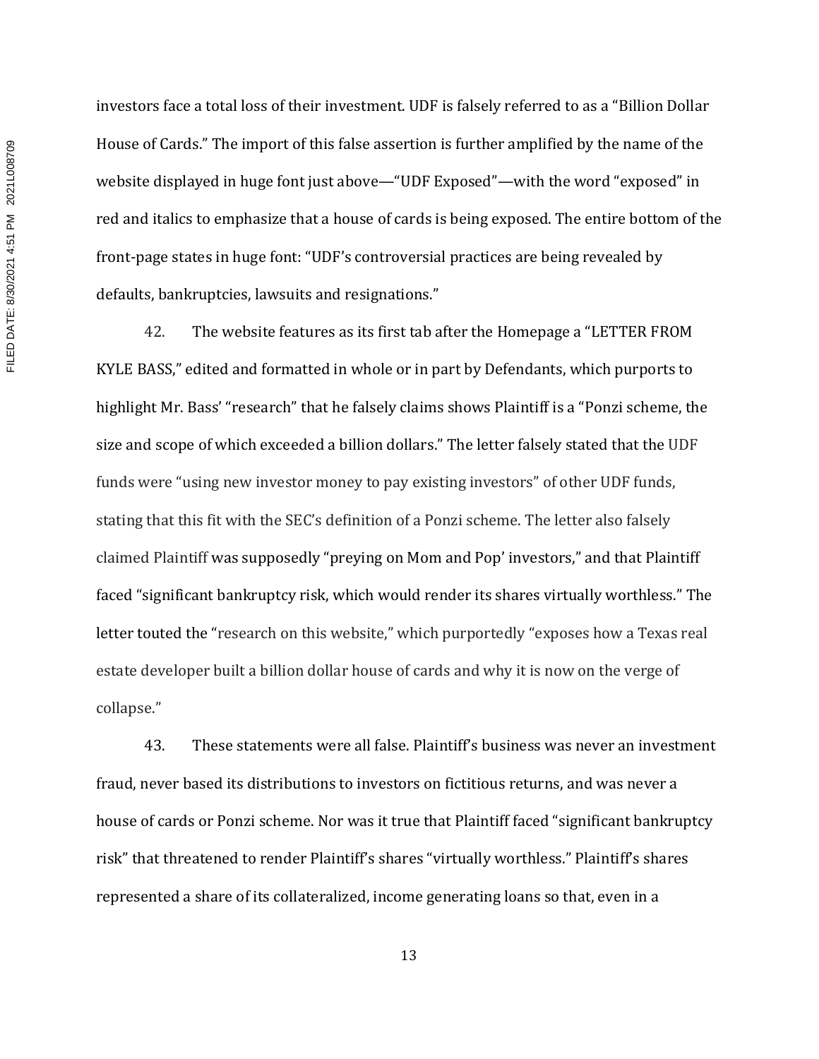investors face a total loss of their investment. UDF is falsely referred to as a "Billion Dollar House of Cards." The import of this false assertion is further amplified by the name of the website displayed in huge font just above—"UDF Exposed"—with the word "exposed" in red and italics to emphasize that a house of cards is being exposed. The entire bottom of the front-page states in huge font: "UDF's controversial practices are being revealed by defaults, bankruptcies, lawsuits and resignations."

42. The website features as its first tab after the Homepage a "LETTER FROM KYLE BASS," edited and formatted in whole or in part by Defendants, which purports to highlight Mr. Bass' "research" that he falsely claims shows Plaintiff is a "Ponzi scheme, the size and scope of which exceeded a billion dollars." The letter falsely stated that the UDF funds were "using new investor money to pay existing investors" of other UDF funds, stating that this fit with the SEC's definition of a Ponzi scheme. The letter also falsely claimed Plaintiff was supposedly "preying on Mom and Pop' investors," and that Plaintiff faced "significant bankruptcy risk, which would render its shares virtually worthless." The letter touted the "research on this website," which purportedly "exposes how a Texas real estate developer built a billion dollar house of cards and why it is now on the verge of collapse."

43. These statements were all false. Plaintiff's business was never an investment fraud, never based its distributions to investors on fictitious returns, and was never a house of cards or Ponzi scheme. Nor was it true that Plaintiff faced "significant bankruptcy risk" that threatened to render Plaintiff's shares "virtually worthless." Plaintiff's shares represented a share of its collateralized, income generating loans so that, even in a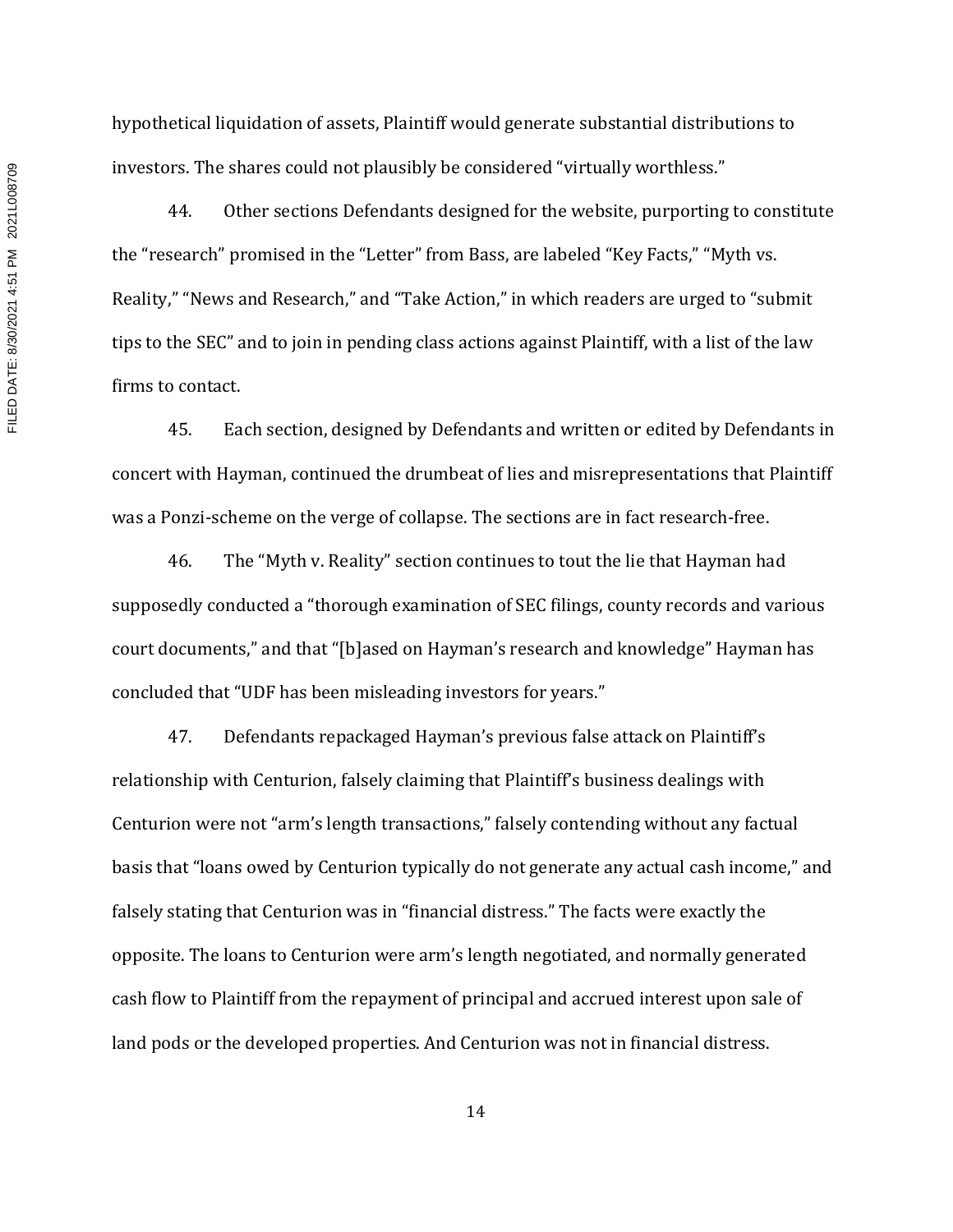hypothetical liquidation of assets, Plaintiff would generate substantial distributions to investors. The shares could not plausibly be considered "virtually worthless."

44. Other sections Defendants designed for the website, purporting to constitute the "research" promised in the "Letter" from Bass, are labeled "Key Facts," "Myth vs. Reality," "News and Research," and "Take Action," in which readers are urged to "submit tips to the SEC" and to join in pending class actions against Plaintiff, with a list of the law firms to contact.

45. Each section, designed by Defendants and written or edited by Defendants in concert with Hayman, continued the drumbeat of lies and misrepresentations that Plaintiff was a Ponzi-scheme on the verge of collapse. The sections are in fact research-free.

46. The "Myth v. Reality" section continues to tout the lie that Hayman had supposedly conducted a "thorough examination of SEC filings, county records and various court documents," and that "[b]ased on Hayman's research and knowledge" Hayman has concluded that "UDF has been misleading investors for years."

47. Defendants repackaged Hayman's previous false attack on Plaintiff's relationship with Centurion, falsely claiming that Plaintiff's business dealings with Centurion were not "arm's length transactions," falsely contending without any factual basis that "loans owed by Centurion typically do not generate any actual cash income," and falsely stating that Centurion was in "financial distress." The facts were exactly the opposite. The loans to Centurion were arm's length negotiated, and normally generated cash flow to Plaintiff from the repayment of principal and accrued interest upon sale of land pods or the developed properties. And Centurion was not in financial distress.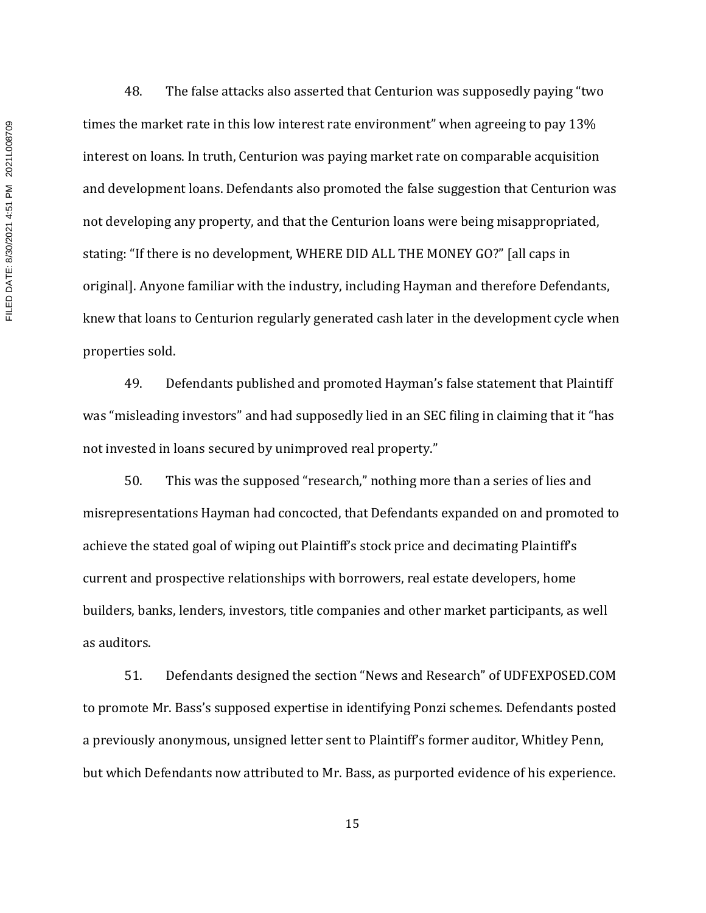48. The false attacks also asserted that Centurion was supposedly paying "two times the market rate in this low interest rate environment" when agreeing to pay 13% interest on loans. In truth, Centurion was paying market rate on comparable acquisition and development loans. Defendants also promoted the false suggestion that Centurion was not developing any property, and that the Centurion loans were being misappropriated, stating: "If there is no development, WHERE DID ALL THE MONEY GO?" [all caps in original]. Anyone familiar with the industry, including Hayman and therefore Defendants, knew that loans to Centurion regularly generated cash later in the development cycle when properties sold.

49. Defendants published and promoted Hayman's false statement that Plaintiff was "misleading investors" and had supposedly lied in an SEC filing in claiming that it "has not invested in loans secured by unimproved real property."

50. This was the supposed "research," nothing more than a series of lies and misrepresentations Hayman had concocted, that Defendants expanded on and promoted to achieve the stated goal of wiping out Plaintiff's stock price and decimating Plaintiff's current and prospective relationships with borrowers, real estate developers, home builders, banks, lenders, investors, title companies and other market participants, as well as auditors.

51. Defendants designed the section "News and Research" of UDFEXPOSED.COM to promote Mr. Bass's supposed expertise in identifying Ponzi schemes. Defendants posted a previously anonymous, unsigned letter sent to Plaintiff's former auditor, Whitley Penn, but which Defendants now attributed to Mr. Bass, as purported evidence of his experience.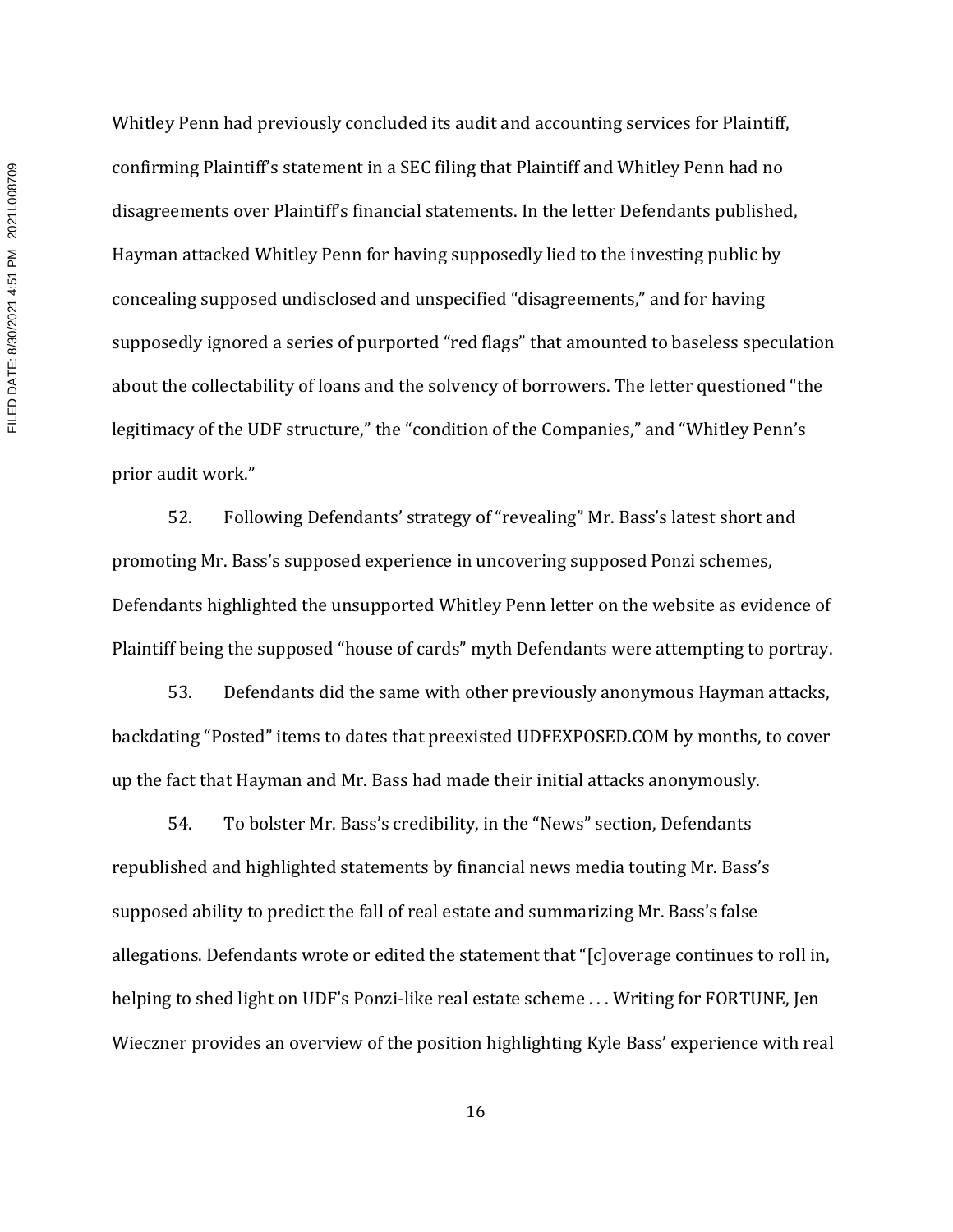Whitley Penn had previously concluded its audit and accounting services for Plaintiff, confirming Plaintiff's statement in a SEC filing that Plaintiff and Whitley Penn had no disagreements over Plaintiff's financial statements. In the letter Defendants published, Hayman attacked Whitley Penn for having supposedly lied to the investing public by concealing supposed undisclosed and unspecified "disagreements," and for having supposedly ignored a series of purported "red flags" that amounted to baseless speculation about the collectability of loans and the solvency of borrowers. The letter questioned "the legitimacy of the UDF structure," the "condition of the Companies," and "Whitley Penn's prior audit work."

52. Following Defendants' strategy of "revealing" Mr. Bass's latest short and promoting Mr. Bass's supposed experience in uncovering supposed Ponzi schemes, Defendants highlighted the unsupported Whitley Penn letter on the website as evidence of Plaintiff being the supposed "house of cards" myth Defendants were attempting to portray.

53. Defendants did the same with other previously anonymous Hayman attacks, backdating "Posted" items to dates that preexisted UDFEXPOSED.COM by months, to cover up the fact that Hayman and Mr. Bass had made their initial attacks anonymously.

54. To bolster Mr. Bass's credibility, in the "News" section, Defendants republished and highlighted statements by financial news media touting Mr. Bass's supposed ability to predict the fall of real estate and summarizing Mr. Bass's false allegations. Defendants wrote or edited the statement that "[c]overage continues to roll in, helping to shed light on UDF's Ponzi-like real estate scheme . . . Writing for FORTUNE, Jen Wieczner provides an overview of the position highlighting Kyle Bass' experience with real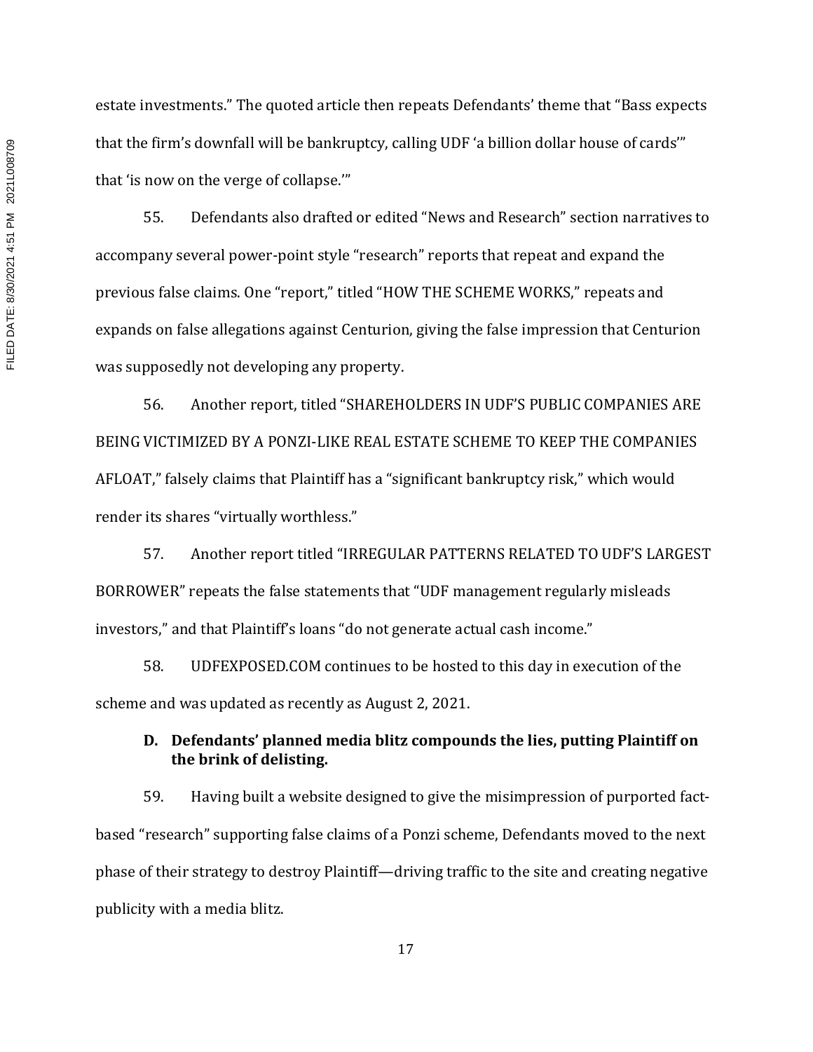estate investments." The quoted article then repeats Defendants' theme that "Bass expects that the firm's downfall will be bankruptcy, calling UDF 'a billion dollar house of cards'" that 'is now on the verge of collapse.'"

55. Defendants also drafted or edited "News and Research" section narratives to accompany several power-point style "research" reports that repeat and expand the previous false claims. One "report," titled "HOW THE SCHEME WORKS," repeats and expands on false allegations against Centurion, giving the false impression that Centurion was supposedly not developing any property.

56. Another report, titled "SHAREHOLDERS IN UDF'S PUBLIC COMPANIES ARE BEING VICTIMIZED BY A PONZI-LIKE REAL ESTATE SCHEME TO KEEP THE COMPANIES AFLOAT," falsely claims that Plaintiff has a "significant bankruptcy risk," which would render its shares "virtually worthless."

57. Another report titled "IRREGULAR PATTERNS RELATED TO UDF'S LARGEST BORROWER" repeats the false statements that "UDF management regularly misleads investors," and that Plaintiff's loans "do not generate actual cash income."

58. UDFEXPOSED.COM continues to be hosted to this day in execution of the scheme and was updated as recently as August 2, 2021.

### D. Defendants' planned media blitz compounds the lies, putting Plaintiff on the brink of delisting.

59. Having built a website designed to give the misimpression of purported fact-based "research" supporting false claims of a Ponzi scheme, Defendants moved to the next phase of their strategy to destroy Plaintiff—driving traffic to the site and creating negative publicity with a media blitz.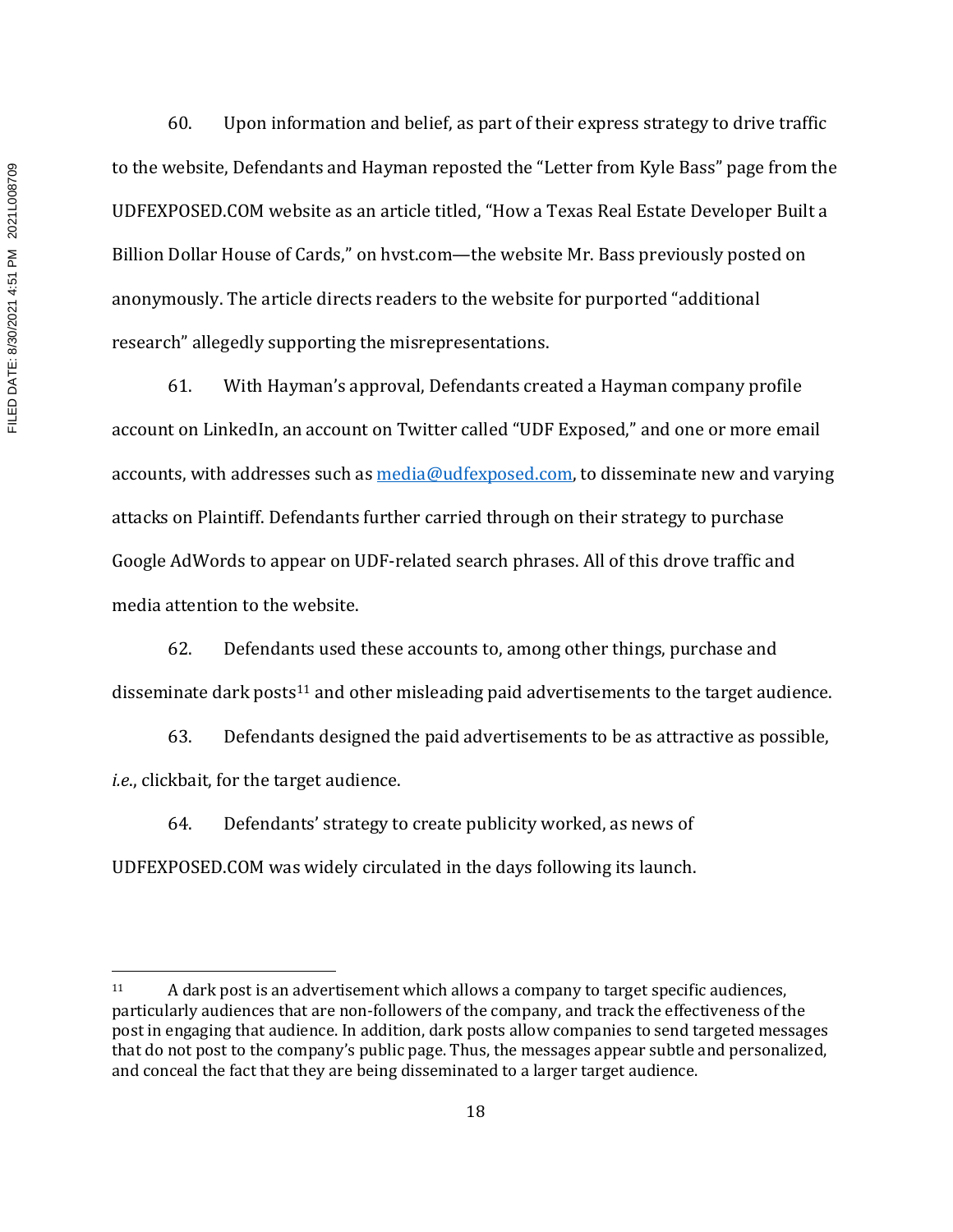60. Upon information and belief, as part of their express strategy to drive traffic to the website, Defendants and Hayman reposted the "Letter from Kyle Bass" page from the UDFEXPOSED.COM website as an article titled, "How a Texas Real Estate Developer Built a Billion Dollar House of Cards," on hvst.com—the website Mr. Bass previously posted on anonymously. The article directs readers to the website for purported "additional research" allegedly supporting the misrepresentations.

61. With Hayman's approval, Defendants created a Hayman company profile account on LinkedIn, an account on Twitter called "UDF Exposed," and one or more email accounts, with addresses such as media@udfexposed.com, to disseminate new and varying attacks on Plaintiff. Defendants further carried through on their strategy to purchase Google AdWords to appear on UDF-related search phrases. All of this drove traffic and media attention to the website.

62. Defendants used these accounts to, among other things, purchase and disseminate dark posts[11] and other misleading paid advertisements to the target audience.

63. Defendants designed the paid advertisements to be as attractive as possible, *i.e.*, clickbait, for the target audience.

64. Defendants' strategy to create publicity worked, as news of UDFEXPOSED.COM was widely circulated in the days following its launch.

---

[11] A dark post is an advertisement which allows a company to target specific audiences, particularly audiences that are non-followers of the company, and track the effectiveness of the post in engaging that audience. In addition, dark posts allow companies to send targeted messages that do not post to the company's public page. Thus, the messages appear subtle and personalized, and conceal the fact that they are being disseminated to a larger target audience.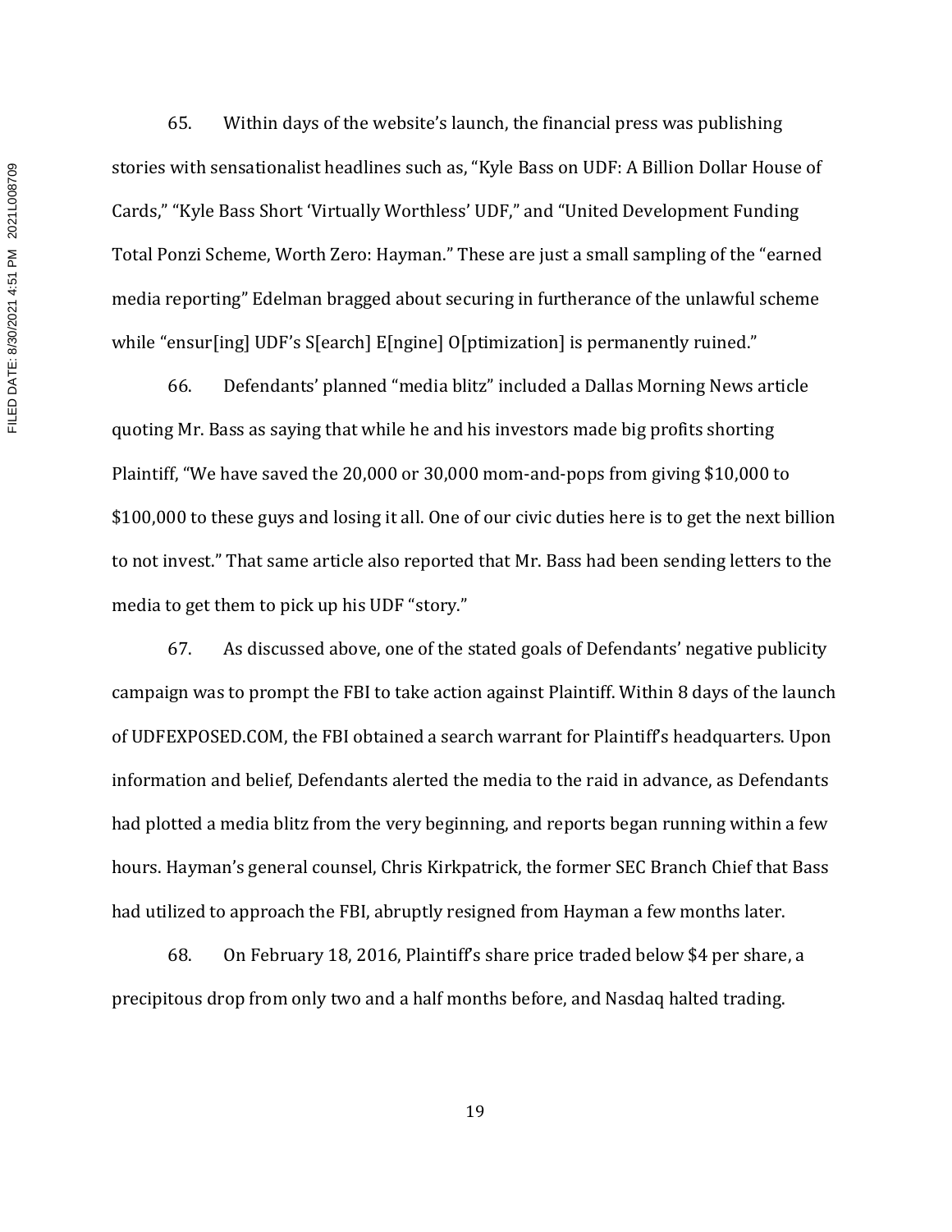65. Within days of the website's launch, the financial press was publishing stories with sensationalist headlines such as, "Kyle Bass on UDF: A Billion Dollar House of Cards," "Kyle Bass Short 'Virtually Worthless' UDF," and "United Development Funding Total Ponzi Scheme, Worth Zero: Hayman." These are just a small sampling of the "earned media reporting" Edelman bragged about securing in furtherance of the unlawful scheme while "ensur[ing] UDF's S[earch] E[ngine] O[ptimization] is permanently ruined."

66. Defendants' planned "media blitz" included a Dallas Morning News article quoting Mr. Bass as saying that while he and his investors made big profits shorting Plaintiff, "We have saved the 20,000 or 30,000 mom-and-pops from giving $10,000 to $100,000 to these guys and losing it all. One of our civic duties here is to get the next billion to not invest." That same article also reported that Mr. Bass had been sending letters to the media to get them to pick up his UDF "story."

67. As discussed above, one of the stated goals of Defendants' negative publicity campaign was to prompt the FBI to take action against Plaintiff. Within 8 days of the launch of UDFEXPOSED.COM, the FBI obtained a search warrant for Plaintiff's headquarters. Upon information and belief, Defendants alerted the media to the raid in advance, as Defendants had plotted a media blitz from the very beginning, and reports began running within a few hours. Hayman's general counsel, Chris Kirkpatrick, the former SEC Branch Chief that Bass had utilized to approach the FBI, abruptly resigned from Hayman a few months later.

68. On February 18, 2016, Plaintiff's share price traded below $4 per share, a precipitous drop from only two and a half months before, and Nasdaq halted trading.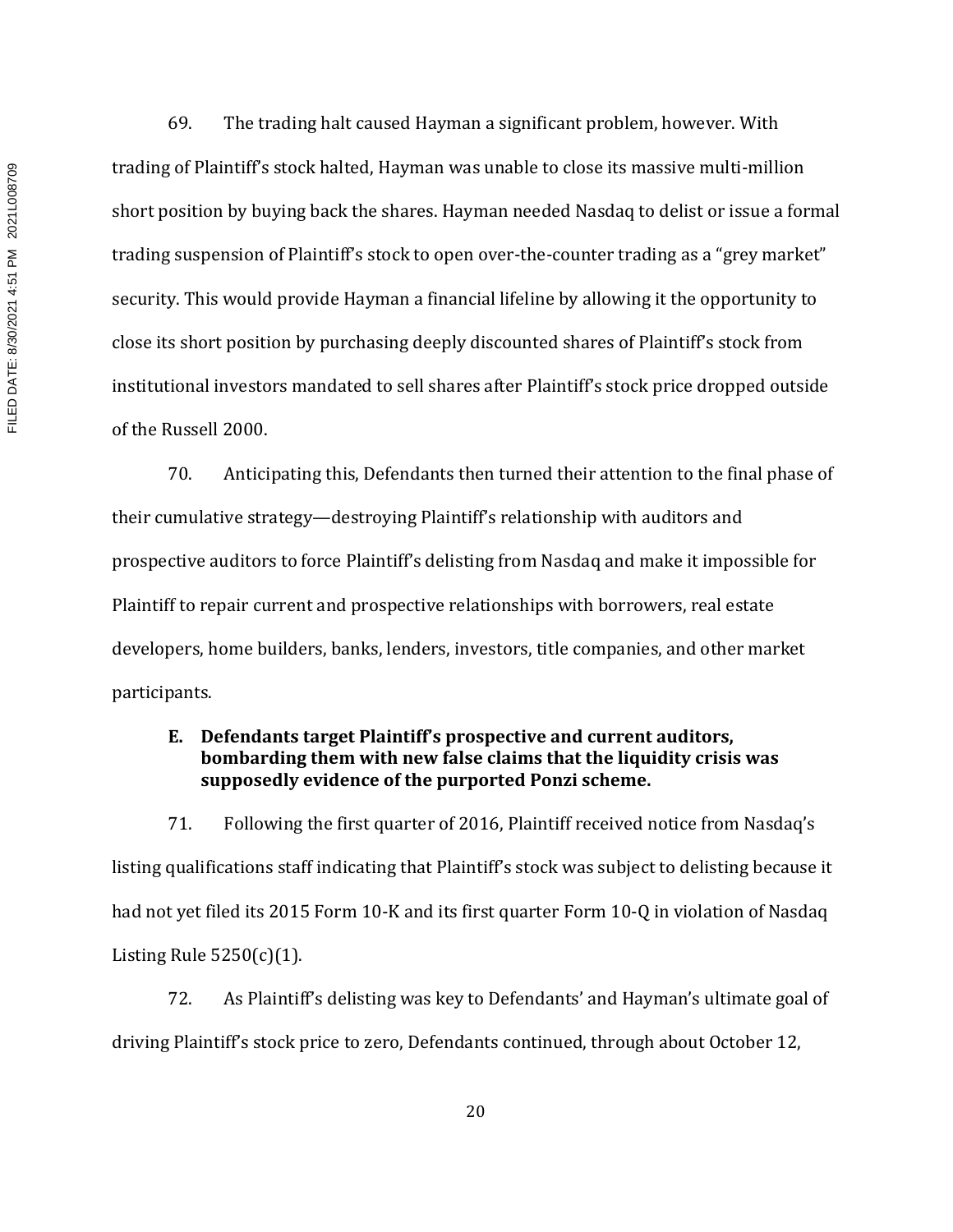69. The trading halt caused Hayman a significant problem, however. With trading of Plaintiff's stock halted, Hayman was unable to close its massive multi-million short position by buying back the shares. Hayman needed Nasdaq to delist or issue a formal trading suspension of Plaintiff's stock to open over-the-counter trading as a "grey market" security. This would provide Hayman a financial lifeline by allowing it the opportunity to close its short position by purchasing deeply discounted shares of Plaintiff's stock from institutional investors mandated to sell shares after Plaintiff's stock price dropped outside of the Russell 2000.

70. Anticipating this, Defendants then turned their attention to the final phase of their cumulative strategy—destroying Plaintiff's relationship with auditors and prospective auditors to force Plaintiff's delisting from Nasdaq and make it impossible for Plaintiff to repair current and prospective relationships with borrowers, real estate developers, home builders, banks, lenders, investors, title companies, and other market participants.

### E. Defendants target Plaintiff's prospective and current auditors, bombarding them with new false claims that the liquidity crisis was supposedly evidence of the purported Ponzi scheme.

71. Following the first quarter of 2016, Plaintiff received notice from Nasdaq's listing qualifications staff indicating that Plaintiff's stock was subject to delisting because it had not yet filed its 2015 Form 10-K and its first quarter Form 10-Q in violation of Nasdaq Listing Rule 5250(c)(1).

72. As Plaintiff's delisting was key to Defendants' and Hayman's ultimate goal of driving Plaintiff's stock price to zero, Defendants continued, through about October 12,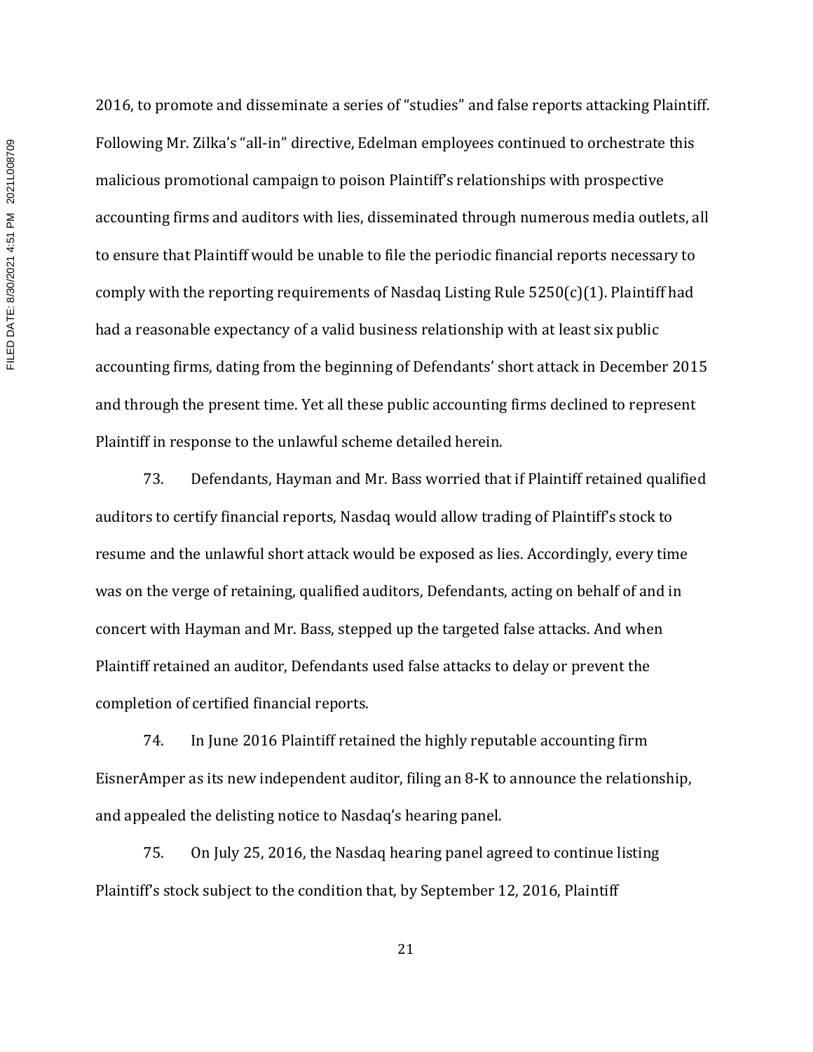2016, to promote and disseminate a series of "studies" and false reports attacking Plaintiff. Following Mr. Zilka's "all-in" directive, Edelman employees continued to orchestrate this malicious promotional campaign to poison Plaintiff's relationships with prospective accounting firms and auditors with lies, disseminated through numerous media outlets, all to ensure that Plaintiff would be unable to file the periodic financial reports necessary to comply with the reporting requirements of Nasdaq Listing Rule 5250(c)(1). Plaintiff had had a reasonable expectancy of a valid business relationship with at least six public accounting firms, dating from the beginning of Defendants' short attack in December 2015 and through the present time. Yet all these public accounting firms declined to represent Plaintiff in response to the unlawful scheme detailed herein.

73. Defendants, Hayman and Mr. Bass worried that if Plaintiff retained qualified auditors to certify financial reports, Nasdaq would allow trading of Plaintiff's stock to resume and the unlawful short attack would be exposed as lies. Accordingly, every time was on the verge of retaining, qualified auditors, Defendants, acting on behalf of and in concert with Hayman and Mr. Bass, stepped up the targeted false attacks. And when Plaintiff retained an auditor, Defendants used false attacks to delay or prevent the completion of certified financial reports.

74. In June 2016 Plaintiff retained the highly reputable accounting firm EisnerAmper as its new independent auditor, filing an 8-K to announce the relationship, and appealed the delisting notice to Nasdaq's hearing panel.

75. On July 25, 2016, the Nasdaq hearing panel agreed to continue listing Plaintiff's stock subject to the condition that, by September 12, 2016, Plaintiff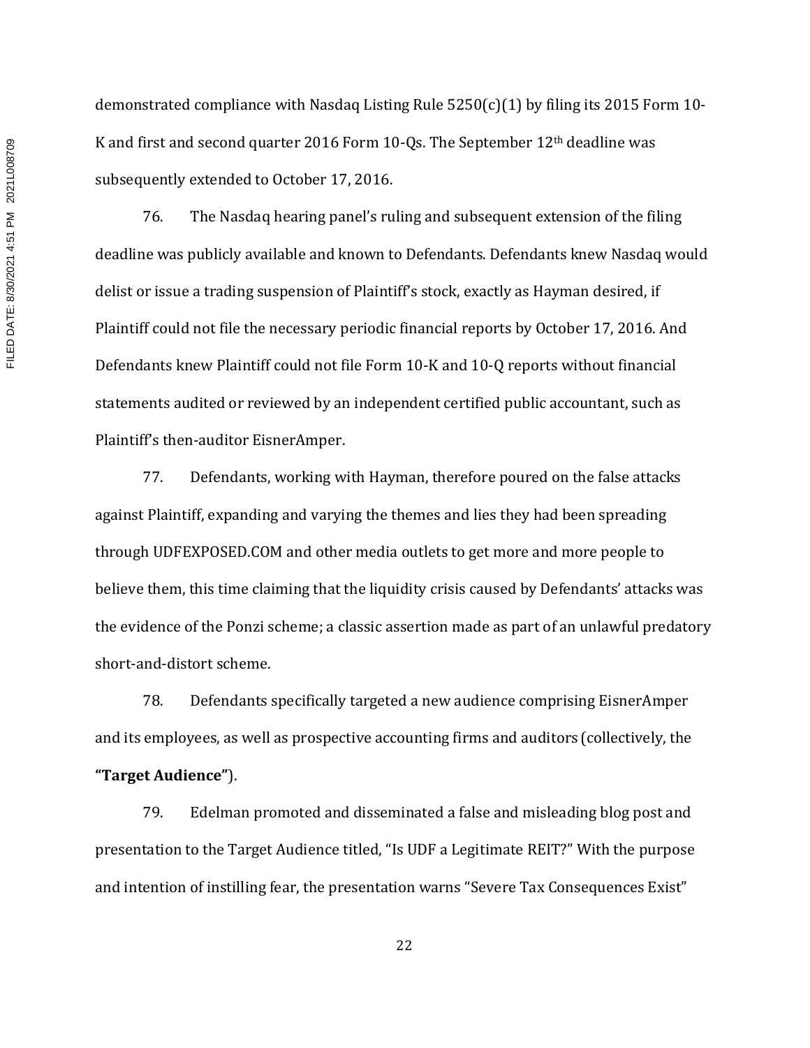demonstrated compliance with Nasdaq Listing Rule 5250(c)(1) by filing its 2015 Form 10-K and first and second quarter 2016 Form 10-Qs. The September 12th deadline was subsequently extended to October 17, 2016.

76. The Nasdaq hearing panel's ruling and subsequent extension of the filing deadline was publicly available and known to Defendants. Defendants knew Nasdaq would delist or issue a trading suspension of Plaintiff's stock, exactly as Hayman desired, if Plaintiff could not file the necessary periodic financial reports by October 17, 2016. And Defendants knew Plaintiff could not file Form 10-K and 10-Q reports without financial statements audited or reviewed by an independent certified public accountant, such as Plaintiff's then-auditor EisnerAmper.

77. Defendants, working with Hayman, therefore poured on the false attacks against Plaintiff, expanding and varying the themes and lies they had been spreading through UDFEXPOSED.COM and other media outlets to get more and more people to believe them, this time claiming that the liquidity crisis caused by Defendants' attacks was the evidence of the Ponzi scheme; a classic assertion made as part of an unlawful predatory short-and-distort scheme.

78. Defendants specifically targeted a new audience comprising EisnerAmper and its employees, as well as prospective accounting firms and auditors (collectively, the **"Target Audience"**).

79. Edelman promoted and disseminated a false and misleading blog post and presentation to the Target Audience titled, "Is UDF a Legitimate REIT?" With the purpose and intention of instilling fear, the presentation warns "Severe Tax Consequences Exist"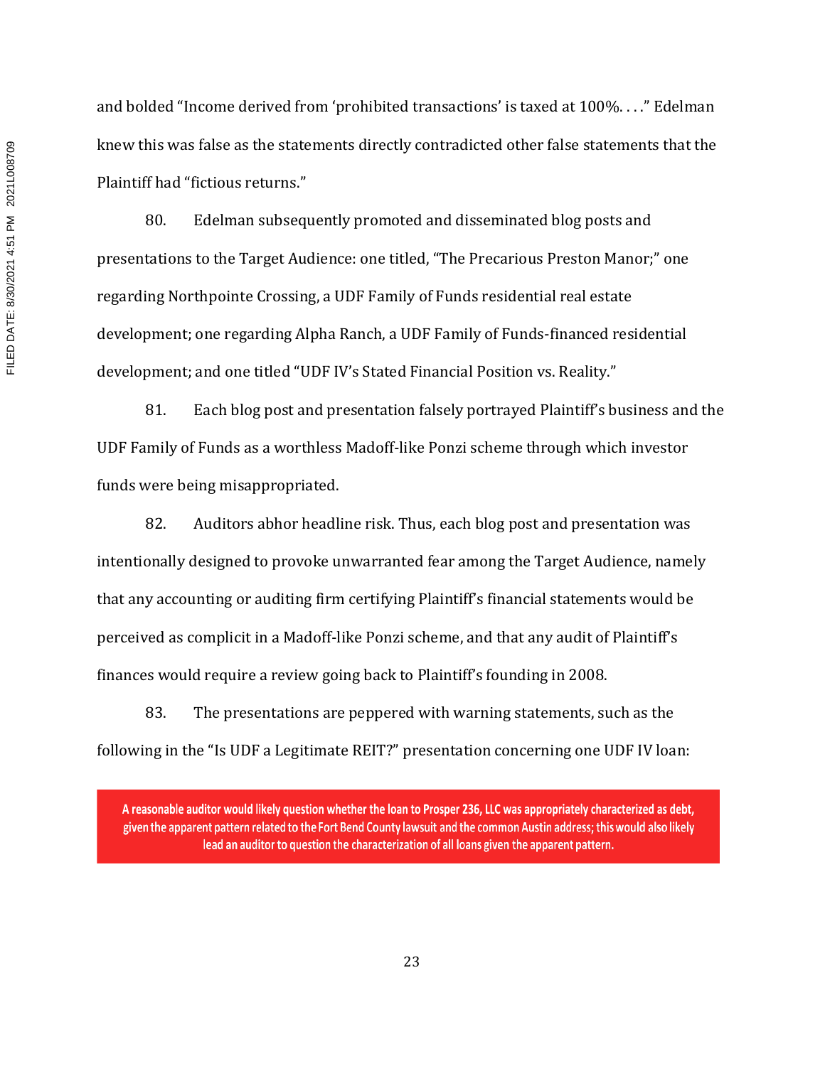and bolded "Income derived from 'prohibited transactions' is taxed at 100%. . . ." Edelman knew this was false as the statements directly contradicted other false statements that the Plaintiff had "fictious returns."

80. Edelman subsequently promoted and disseminated blog posts and presentations to the Target Audience: one titled, "The Precarious Preston Manor;" one regarding Northpointe Crossing, a UDF Family of Funds residential real estate development; one regarding Alpha Ranch, a UDF Family of Funds-financed residential development; and one titled "UDF IV's Stated Financial Position vs. Reality."

81. Each blog post and presentation falsely portrayed Plaintiff's business and the UDF Family of Funds as a worthless Madoff-like Ponzi scheme through which investor funds were being misappropriated.

82. Auditors abhor headline risk. Thus, each blog post and presentation was intentionally designed to provoke unwarranted fear among the Target Audience, namely that any accounting or auditing firm certifying Plaintiff's financial statements would be perceived as complicit in a Madoff-like Ponzi scheme, and that any audit of Plaintiff's finances would require a review going back to Plaintiff's founding in 2008.

83. The presentations are peppered with warning statements, such as the following in the "Is UDF a Legitimate REIT?" presentation concerning one UDF IV loan:

> **A reasonable auditor would likely question whether the loan to Prosper 236, LLC was appropriately characterized as debt, given the apparent pattern related to the Fort Bend County lawsuit and the common Austin address; this would also likely lead an auditor to question the characterization of all loans given the apparent pattern.**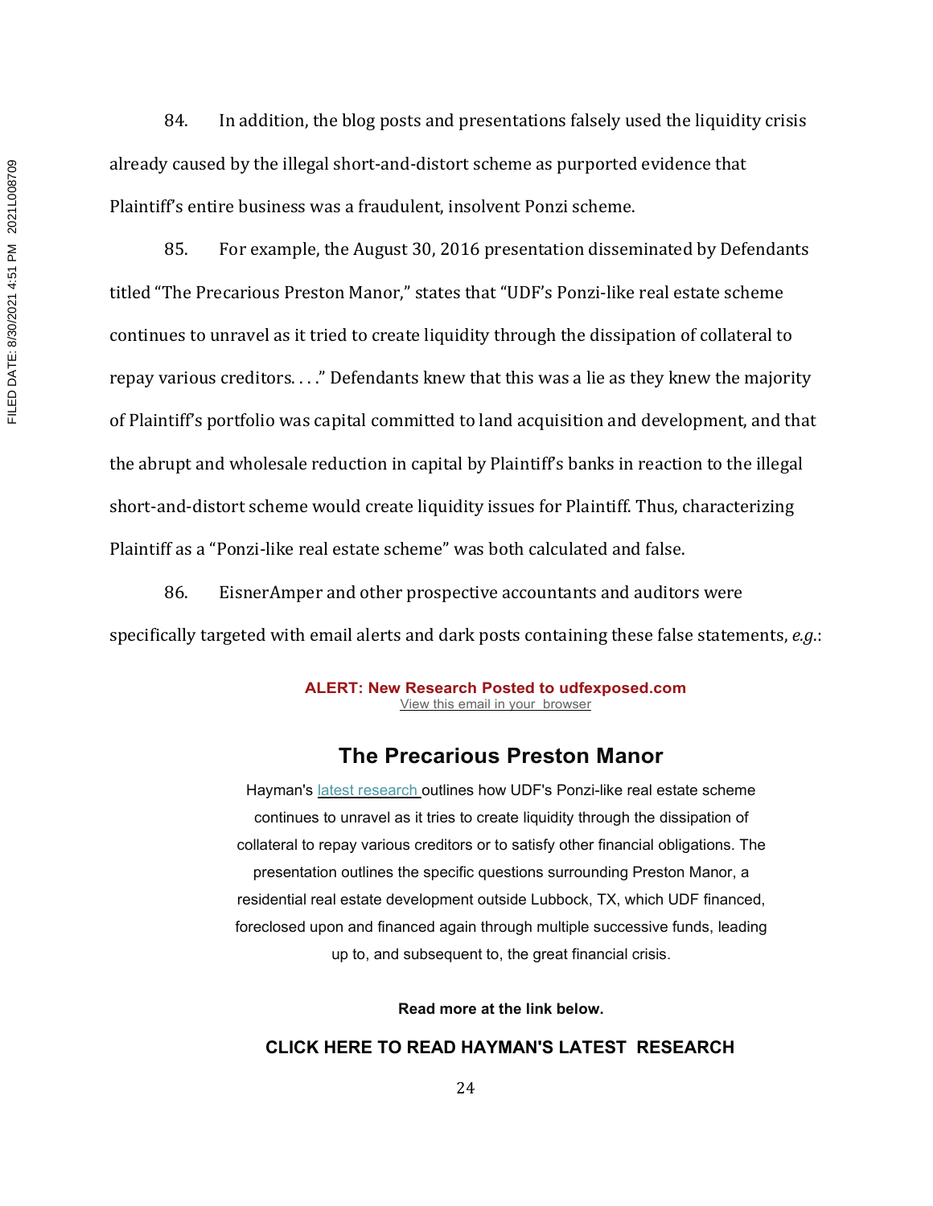84. In addition, the blog posts and presentations falsely used the liquidity crisis already caused by the illegal short-and-distort scheme as purported evidence that Plaintiff's entire business was a fraudulent, insolvent Ponzi scheme.

85. For example, the August 30, 2016 presentation disseminated by Defendants titled "The Precarious Preston Manor," states that "UDF's Ponzi-like real estate scheme continues to unravel as it tried to create liquidity through the dissipation of collateral to repay various creditors. . . ." Defendants knew that this was a lie as they knew the majority of Plaintiff's portfolio was capital committed to land acquisition and development, and that the abrupt and wholesale reduction in capital by Plaintiff's banks in reaction to the illegal short-and-distort scheme would create liquidity issues for Plaintiff. Thus, characterizing Plaintiff as a "Ponzi-like real estate scheme" was both calculated and false.

86. EisnerAmper and other prospective accountants and auditors were specifically targeted with email alerts and dark posts containing these false statements, *e.g.*:

**ALERT: New Research Posted to udfexposed.com**

View this email in your browser

## The Precarious Preston Manor

Hayman's latest research outlines how UDF's Ponzi-like real estate scheme continues to unravel as it tries to create liquidity through the dissipation of collateral to repay various creditors or to satisfy other financial obligations. The presentation outlines the specific questions surrounding Preston Manor, a residential real estate development outside Lubbock, TX, which UDF financed, foreclosed upon and financed again through multiple successive funds, leading up to, and subsequent to, the great financial crisis.

**Read more at the link below.**

**CLICK HERE TO READ HAYMAN'S LATEST RESEARCH**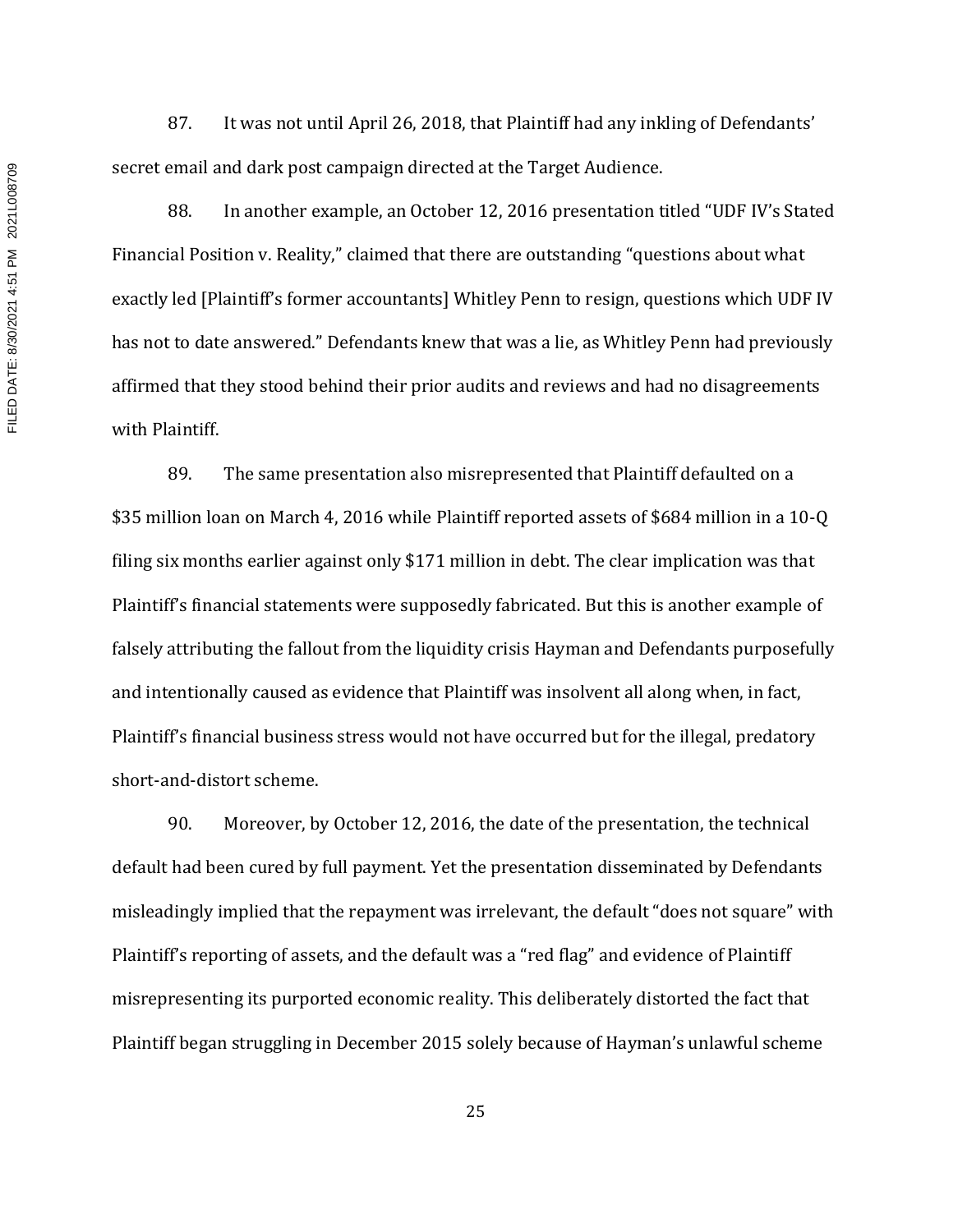87. It was not until April 26, 2018, that Plaintiff had any inkling of Defendants' secret email and dark post campaign directed at the Target Audience.

88. In another example, an October 12, 2016 presentation titled "UDF IV's Stated Financial Position v. Reality," claimed that there are outstanding "questions about what exactly led [Plaintiff's former accountants] Whitley Penn to resign, questions which UDF IV has not to date answered." Defendants knew that was a lie, as Whitley Penn had previously affirmed that they stood behind their prior audits and reviews and had no disagreements with Plaintiff.

89. The same presentation also misrepresented that Plaintiff defaulted on a $35 million loan on March 4, 2016 while Plaintiff reported assets of $684 million in a 10-Q filing six months earlier against only $171 million in debt. The clear implication was that Plaintiff's financial statements were supposedly fabricated. But this is another example of falsely attributing the fallout from the liquidity crisis Hayman and Defendants purposefully and intentionally caused as evidence that Plaintiff was insolvent all along when, in fact, Plaintiff's financial business stress would not have occurred but for the illegal, predatory short-and-distort scheme.

90. Moreover, by October 12, 2016, the date of the presentation, the technical default had been cured by full payment. Yet the presentation disseminated by Defendants misleadingly implied that the repayment was irrelevant, the default "does not square" with Plaintiff's reporting of assets, and the default was a "red flag" and evidence of Plaintiff misrepresenting its purported economic reality. This deliberately distorted the fact that Plaintiff began struggling in December 2015 solely because of Hayman's unlawful scheme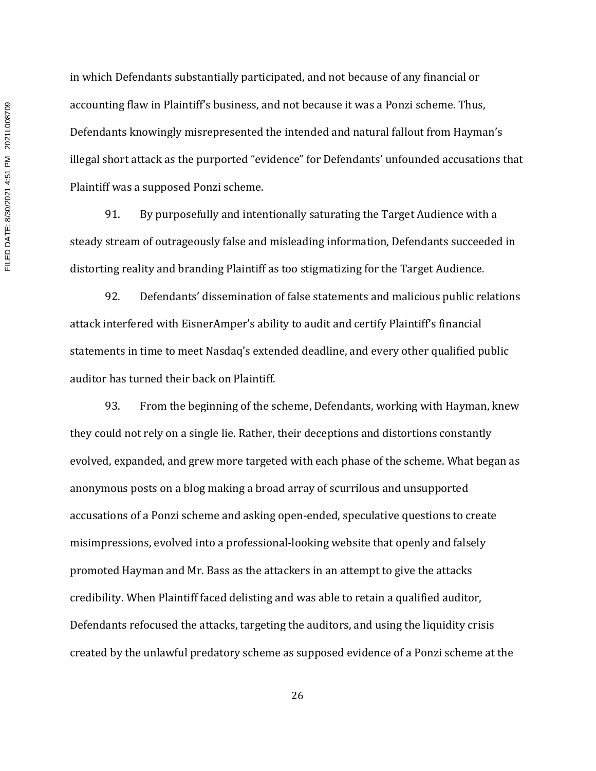in which Defendants substantially participated, and not because of any financial or accounting flaw in Plaintiff's business, and not because it was a Ponzi scheme. Thus, Defendants knowingly misrepresented the intended and natural fallout from Hayman's illegal short attack as the purported "evidence" for Defendants' unfounded accusations that Plaintiff was a supposed Ponzi scheme.

91. By purposefully and intentionally saturating the Target Audience with a steady stream of outrageously false and misleading information, Defendants succeeded in distorting reality and branding Plaintiff as too stigmatizing for the Target Audience.

92. Defendants' dissemination of false statements and malicious public relations attack interfered with EisnerAmper's ability to audit and certify Plaintiff's financial statements in time to meet Nasdaq's extended deadline, and every other qualified public auditor has turned their back on Plaintiff.

93. From the beginning of the scheme, Defendants, working with Hayman, knew they could not rely on a single lie. Rather, their deceptions and distortions constantly evolved, expanded, and grew more targeted with each phase of the scheme. What began as anonymous posts on a blog making a broad array of scurrilous and unsupported accusations of a Ponzi scheme and asking open-ended, speculative questions to create misimpressions, evolved into a professional-looking website that openly and falsely promoted Hayman and Mr. Bass as the attackers in an attempt to give the attacks credibility. When Plaintiff faced delisting and was able to retain a qualified auditor, Defendants refocused the attacks, targeting the auditors, and using the liquidity crisis created by the unlawful predatory scheme as supposed evidence of a Ponzi scheme at the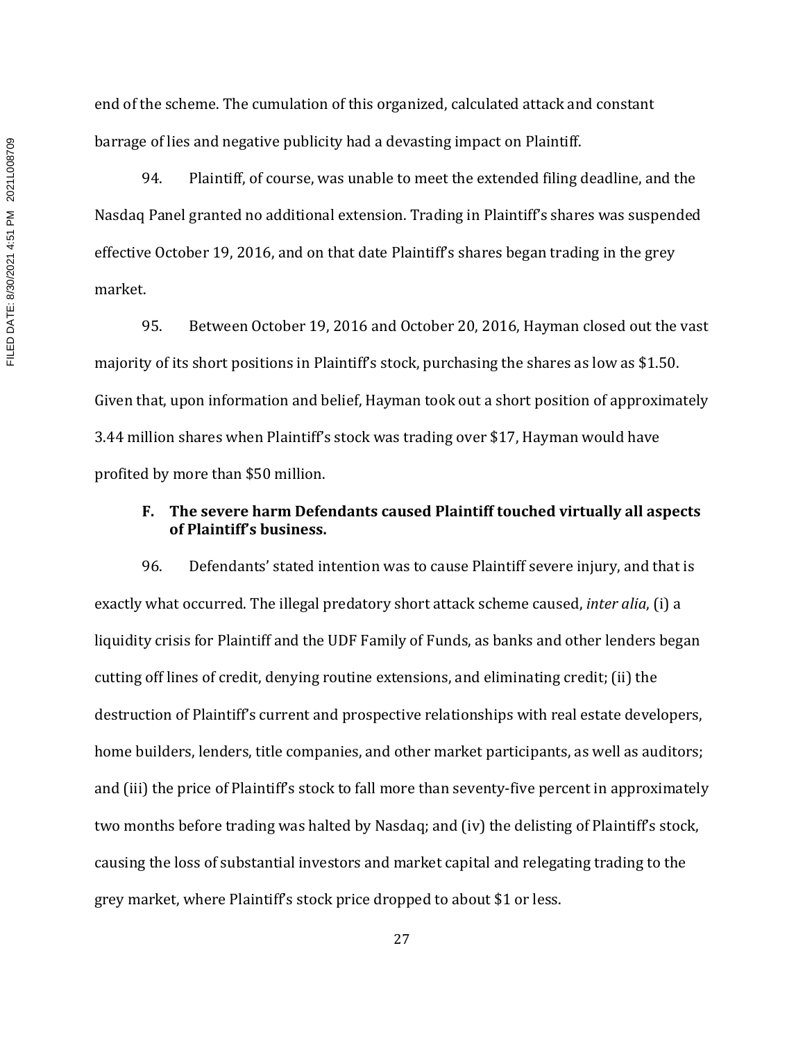end of the scheme. The cumulation of this organized, calculated attack and constant barrage of lies and negative publicity had a devasting impact on Plaintiff.

94. Plaintiff, of course, was unable to meet the extended filing deadline, and the Nasdaq Panel granted no additional extension. Trading in Plaintiff's shares was suspended effective October 19, 2016, and on that date Plaintiff's shares began trading in the grey market.

95. Between October 19, 2016 and October 20, 2016, Hayman closed out the vast majority of its short positions in Plaintiff's stock, purchasing the shares as low as $1.50. Given that, upon information and belief, Hayman took out a short position of approximately 3.44 million shares when Plaintiff's stock was trading over $17, Hayman would have profited by more than $50 million.

### F. The severe harm Defendants caused Plaintiff touched virtually all aspects of Plaintiff's business.

96. Defendants' stated intention was to cause Plaintiff severe injury, and that is exactly what occurred. The illegal predatory short attack scheme caused, *inter alia*, (i) a liquidity crisis for Plaintiff and the UDF Family of Funds, as banks and other lenders began cutting off lines of credit, denying routine extensions, and eliminating credit; (ii) the destruction of Plaintiff's current and prospective relationships with real estate developers, home builders, lenders, title companies, and other market participants, as well as auditors; and (iii) the price of Plaintiff's stock to fall more than seventy-five percent in approximately two months before trading was halted by Nasdaq; and (iv) the delisting of Plaintiff's stock, causing the loss of substantial investors and market capital and relegating trading to the grey market, where Plaintiff's stock price dropped to about $1 or less.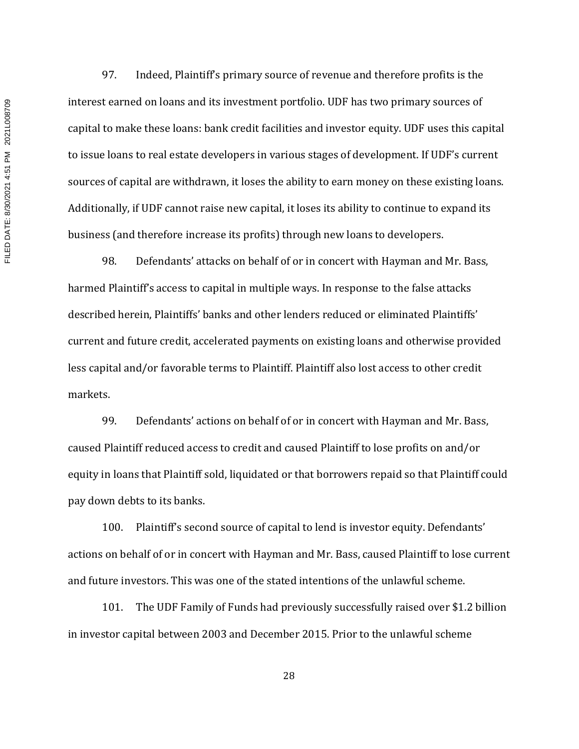97. Indeed, Plaintiff's primary source of revenue and therefore profits is the interest earned on loans and its investment portfolio. UDF has two primary sources of capital to make these loans: bank credit facilities and investor equity. UDF uses this capital to issue loans to real estate developers in various stages of development. If UDF's current sources of capital are withdrawn, it loses the ability to earn money on these existing loans. Additionally, if UDF cannot raise new capital, it loses its ability to continue to expand its business (and therefore increase its profits) through new loans to developers.

98. Defendants' attacks on behalf of or in concert with Hayman and Mr. Bass, harmed Plaintiff's access to capital in multiple ways. In response to the false attacks described herein, Plaintiffs' banks and other lenders reduced or eliminated Plaintiffs' current and future credit, accelerated payments on existing loans and otherwise provided less capital and/or favorable terms to Plaintiff. Plaintiff also lost access to other credit markets.

99. Defendants' actions on behalf of or in concert with Hayman and Mr. Bass, caused Plaintiff reduced access to credit and caused Plaintiff to lose profits on and/or equity in loans that Plaintiff sold, liquidated or that borrowers repaid so that Plaintiff could pay down debts to its banks.

100. Plaintiff's second source of capital to lend is investor equity. Defendants' actions on behalf of or in concert with Hayman and Mr. Bass, caused Plaintiff to lose current and future investors. This was one of the stated intentions of the unlawful scheme.

101. The UDF Family of Funds had previously successfully raised over $1.2 billion in investor capital between 2003 and December 2015. Prior to the unlawful scheme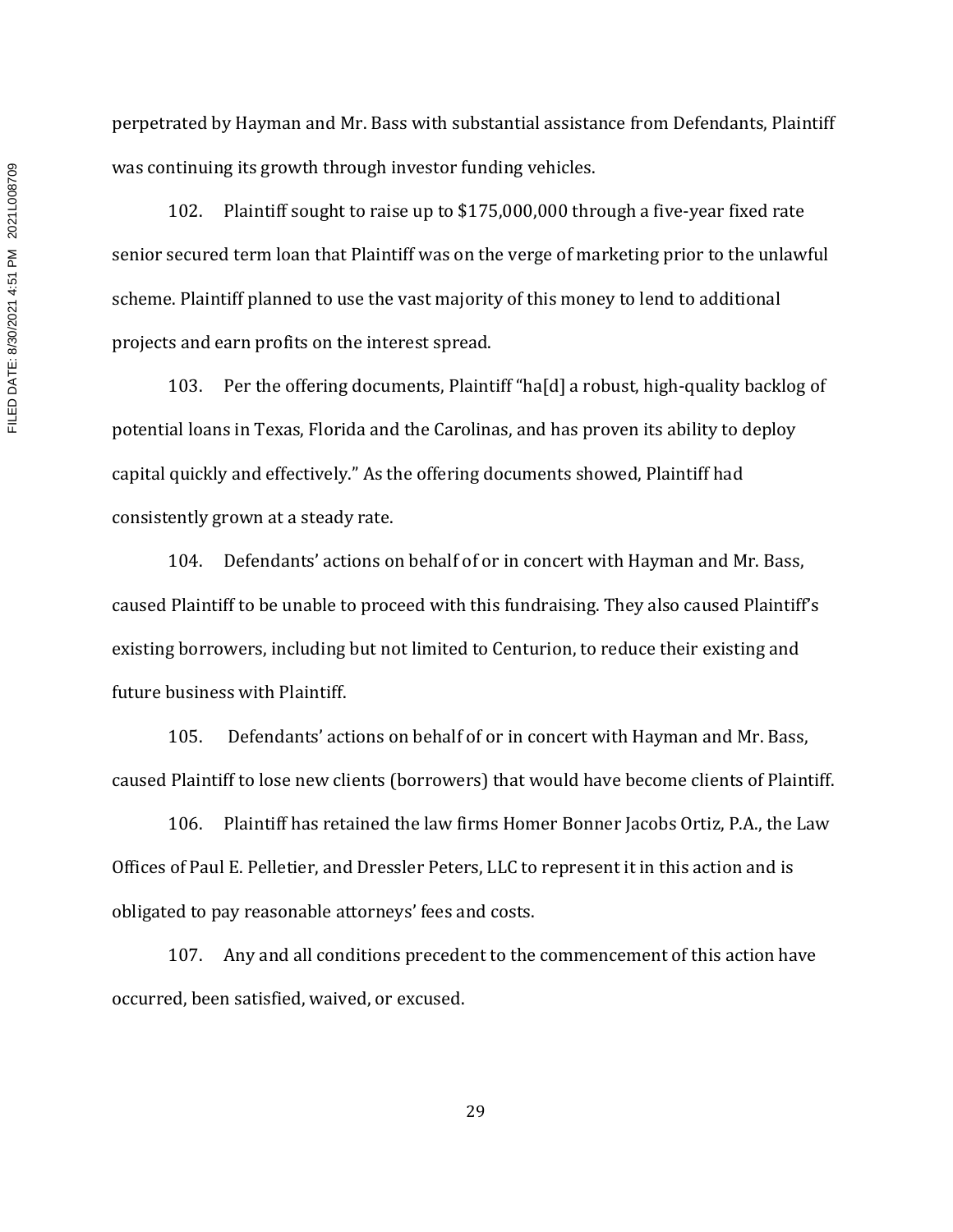perpetrated by Hayman and Mr. Bass with substantial assistance from Defendants, Plaintiff was continuing its growth through investor funding vehicles.

102. Plaintiff sought to raise up to $175,000,000 through a five-year fixed rate senior secured term loan that Plaintiff was on the verge of marketing prior to the unlawful scheme. Plaintiff planned to use the vast majority of this money to lend to additional projects and earn profits on the interest spread.

103. Per the offering documents, Plaintiff "ha[d] a robust, high-quality backlog of potential loans in Texas, Florida and the Carolinas, and has proven its ability to deploy capital quickly and effectively." As the offering documents showed, Plaintiff had consistently grown at a steady rate.

104. Defendants' actions on behalf of or in concert with Hayman and Mr. Bass, caused Plaintiff to be unable to proceed with this fundraising. They also caused Plaintiff's existing borrowers, including but not limited to Centurion, to reduce their existing and future business with Plaintiff.

105. Defendants' actions on behalf of or in concert with Hayman and Mr. Bass, caused Plaintiff to lose new clients (borrowers) that would have become clients of Plaintiff.

106. Plaintiff has retained the law firms Homer Bonner Jacobs Ortiz, P.A., the Law Offices of Paul E. Pelletier, and Dressler Peters, LLC to represent it in this action and is obligated to pay reasonable attorneys' fees and costs.

107. Any and all conditions precedent to the commencement of this action have occurred, been satisfied, waived, or excused.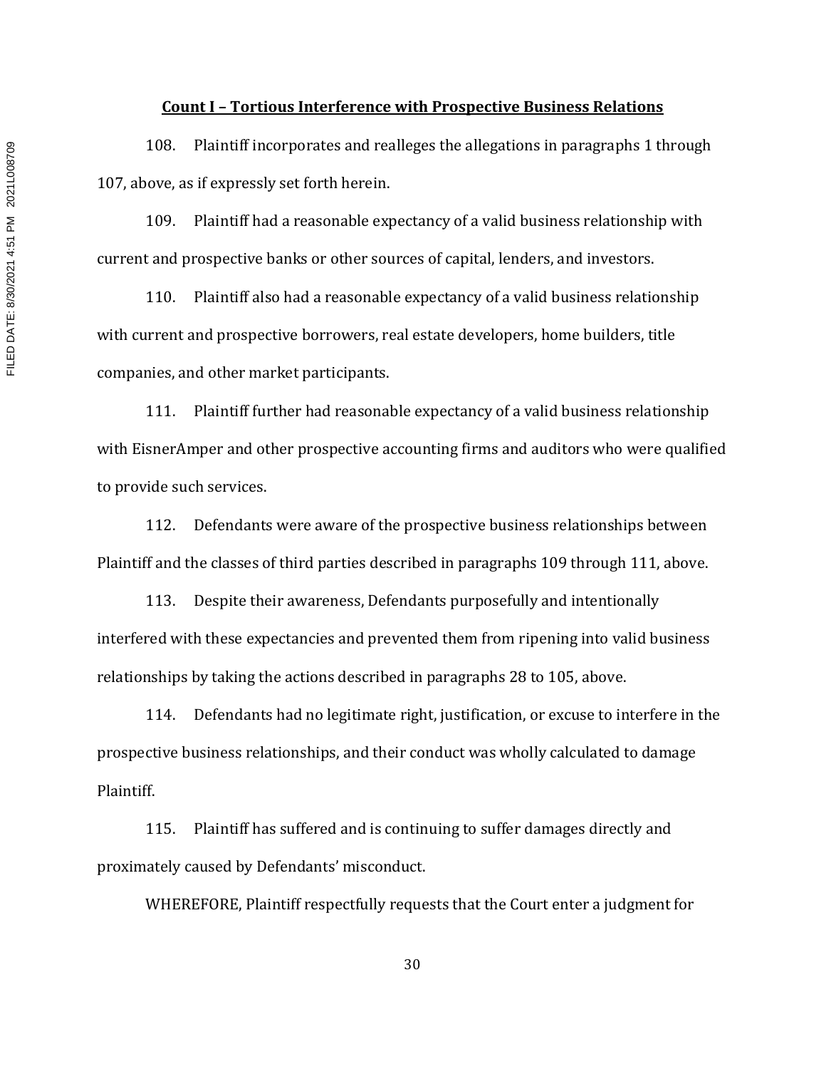**Count I – Tortious Interference with Prospective Business Relations**

108. Plaintiff incorporates and realleges the allegations in paragraphs 1 through 107, above, as if expressly set forth herein.

109. Plaintiff had a reasonable expectancy of a valid business relationship with current and prospective banks or other sources of capital, lenders, and investors.

110. Plaintiff also had a reasonable expectancy of a valid business relationship with current and prospective borrowers, real estate developers, home builders, title companies, and other market participants.

111. Plaintiff further had reasonable expectancy of a valid business relationship with EisnerAmper and other prospective accounting firms and auditors who were qualified to provide such services.

112. Defendants were aware of the prospective business relationships between Plaintiff and the classes of third parties described in paragraphs 109 through 111, above.

113. Despite their awareness, Defendants purposefully and intentionally interfered with these expectancies and prevented them from ripening into valid business relationships by taking the actions described in paragraphs 28 to 105, above.

114. Defendants had no legitimate right, justification, or excuse to interfere in the prospective business relationships, and their conduct was wholly calculated to damage Plaintiff.

115. Plaintiff has suffered and is continuing to suffer damages directly and proximately caused by Defendants' misconduct.

WHEREFORE, Plaintiff respectfully requests that the Court enter a judgment for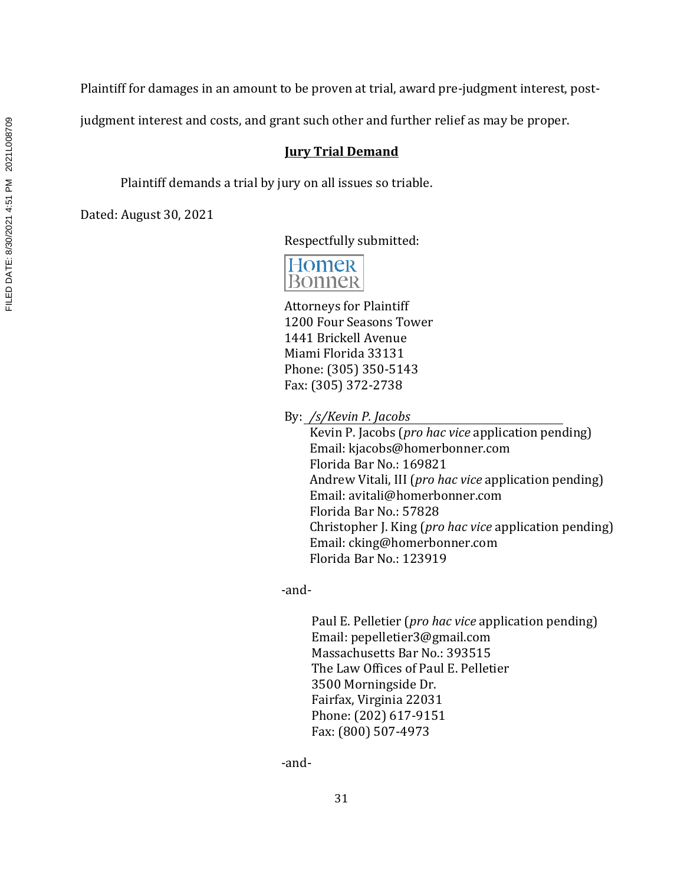Plaintiff for damages in an amount to be proven at trial, award pre-judgment interest, post-judgment interest and costs, and grant such other and further relief as may be proper.

## Jury Trial Demand

Plaintiff demands a trial by jury on all issues so triable.

Dated: August 30, 2021

Respectfully submitted:

Homer Bonner

Attorneys for Plaintiff
1200 Four Seasons Tower
1441 Brickell Avenue
Miami Florida 33131
Phone: (305) 350-5143
Fax: (305) 372-2738

By: */s/Kevin P. Jacobs*
Kevin P. Jacobs (*pro hac vice* application pending)
Email: kjacobs@homerbonner.com
Florida Bar No.: 169821
Andrew Vitali, III (*pro hac vice* application pending)
Email: avitali@homerbonner.com
Florida Bar No.: 57828
Christopher J. King (*pro hac vice* application pending)
Email: cking@homerbonner.com
Florida Bar No.: 123919

-and-

Paul E. Pelletier (*pro hac vice* application pending)
Email: pepelletier3@gmail.com
Massachusetts Bar No.: 393515
The Law Offices of Paul E. Pelletier
3500 Morningside Dr.
Fairfax, Virginia 22031
Phone: (202) 617-9151
Fax: (800) 507-4973

-and-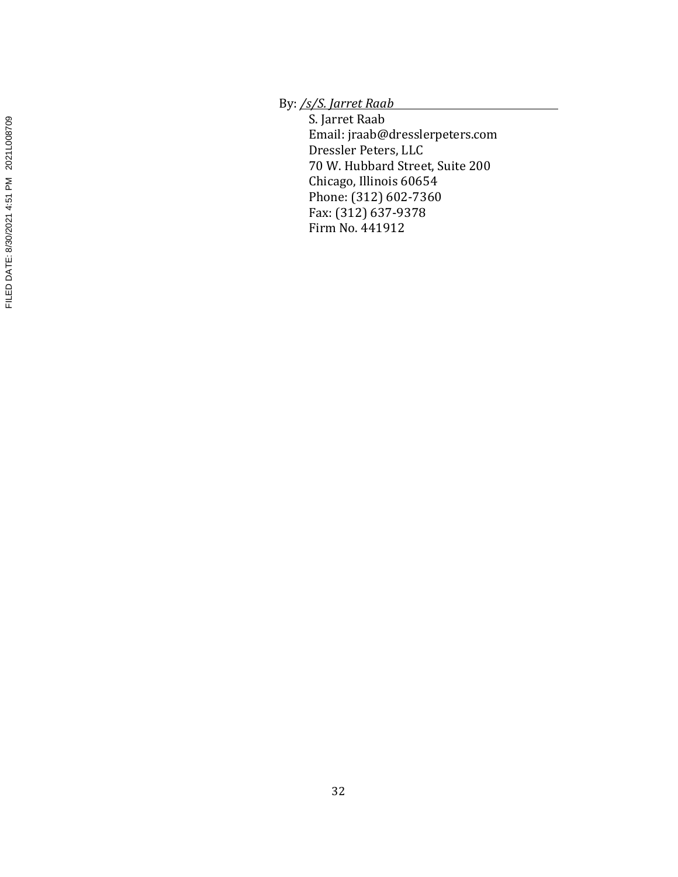By: */s/S. Jarret Raab*

S. Jarret Raab
Email: jraab@dresslerpeters.com
Dressler Peters, LLC
70 W. Hubbard Street, Suite 200
Chicago, Illinois 60654
Phone: (312) 602-7360
Fax: (312) 637-9378
Firm No. 441912